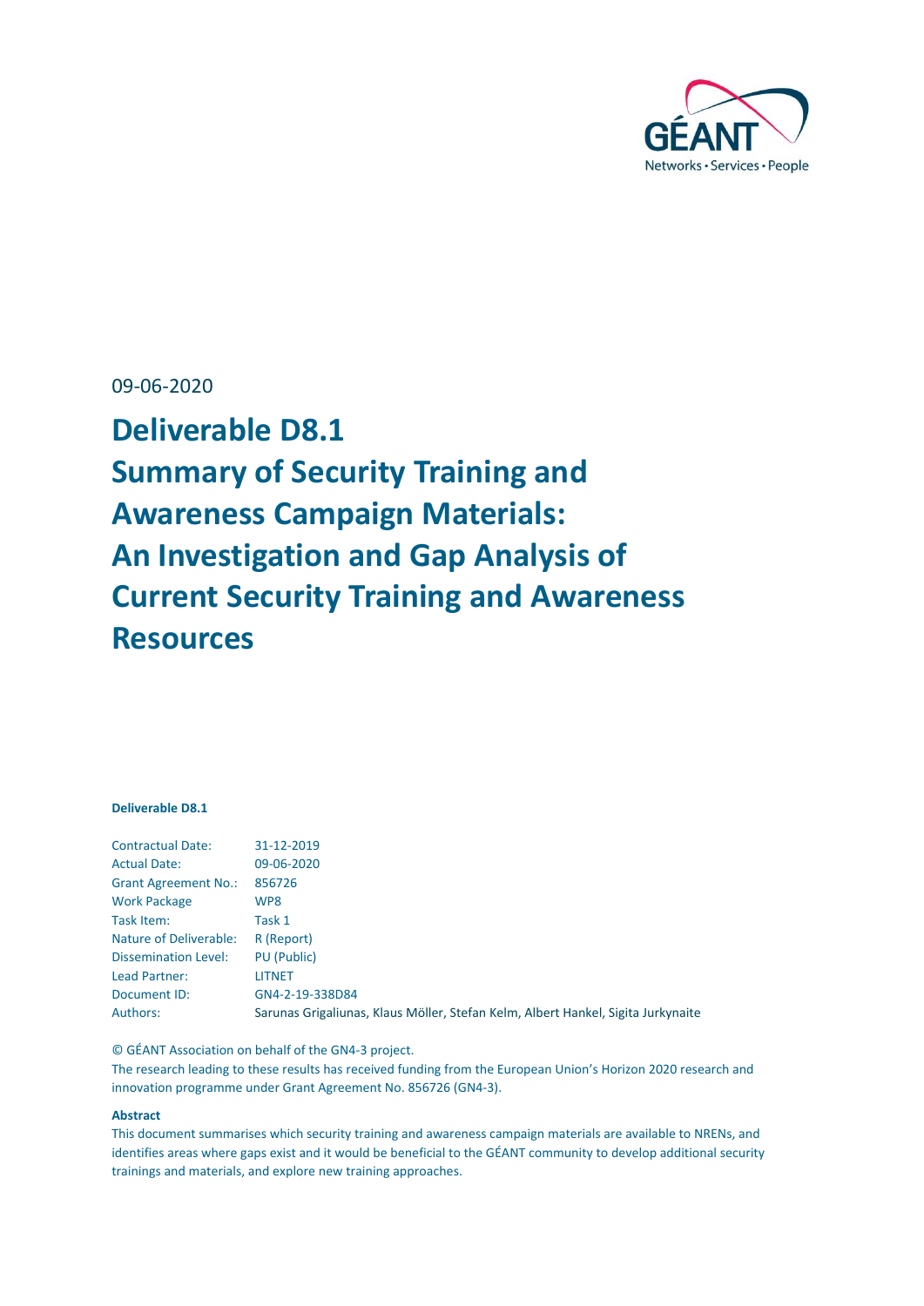GÉANT

Networks • Services • People

09-06-2020

# Deliverable D8.1 Summary of Security Training and Awareness Campaign Materials: An Investigation and Gap Analysis of Current Security Training and Awareness Resources

**Deliverable D8.1**

| | |
|---|---|
| Contractual Date: | 31-12-2019 |
| Actual Date: | 09-06-2020 |
| Grant Agreement No.: | 856726 |
| Work Package | WP8 |
| Task Item: | Task 1 |
| Nature of Deliverable: | R (Report) |
| Dissemination Level: | PU (Public) |
| Lead Partner: | LITNET |
| Document ID: | GN4-2-19-338D84 |
| Authors: | Sarunas Grigaliunas, Klaus Möller, Stefan Kelm, Albert Hankel, Sigita Jurkynaite |

© GÉANT Association on behalf of the GN4-3 project.

The research leading to these results has received funding from the European Union's Horizon 2020 research and innovation programme under Grant Agreement No. 856726 (GN4-3).

**Abstract**

This document summarises which security training and awareness campaign materials are available to NRENs, and identifies areas where gaps exist and it would be beneficial to the GÉANT community to develop additional security trainings and materials, and explore new training approaches.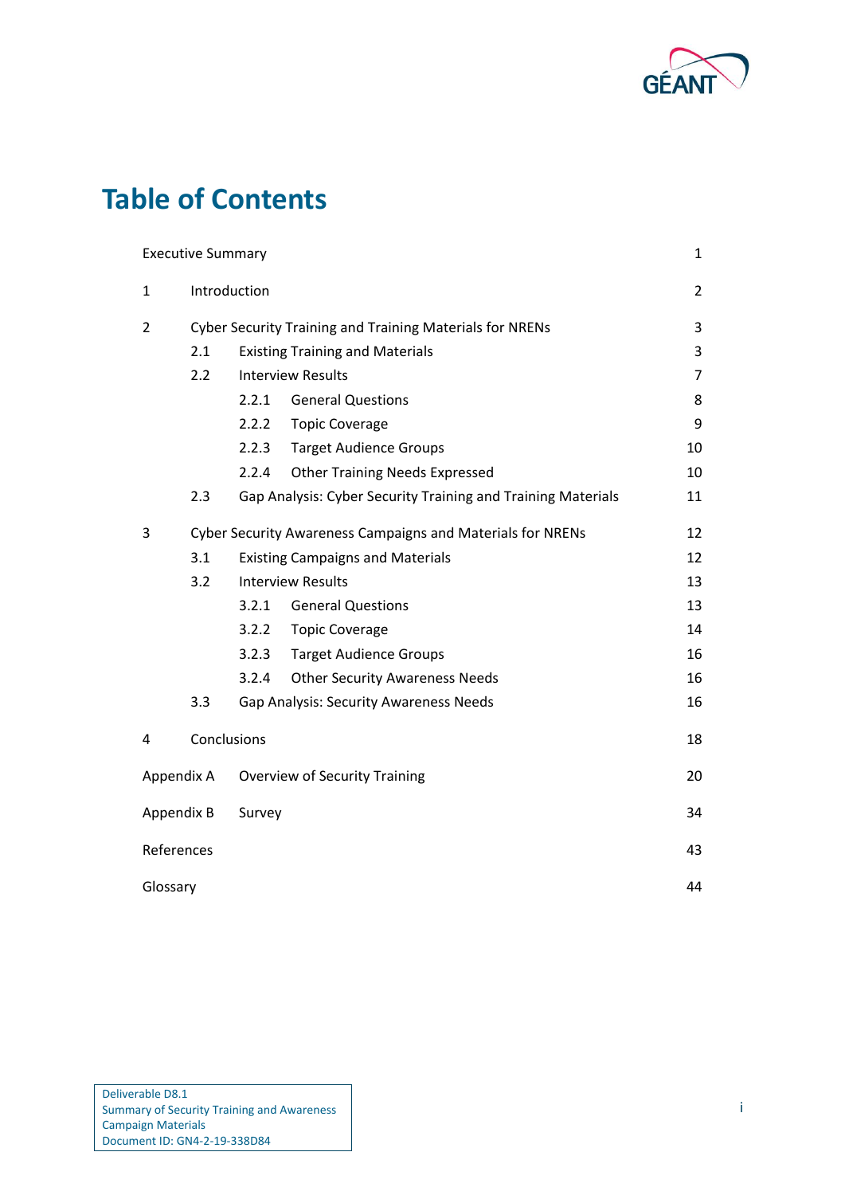# Table of Contents

| | | |
|---|---|---|
| Executive Summary | | 1 |
| 1 | Introduction | 2 |
| 2 | Cyber Security Training and Training Materials for NRENs | 3 |
| 2.1 | Existing Training and Materials | 3 |
| 2.2 | Interview Results | 7 |
| 2.2.1 | General Questions | 8 |
| 2.2.2 | Topic Coverage | 9 |
| 2.2.3 | Target Audience Groups | 10 |
| 2.2.4 | Other Training Needs Expressed | 10 |
| 2.3 | Gap Analysis: Cyber Security Training and Training Materials | 11 |
| 3 | Cyber Security Awareness Campaigns and Materials for NRENs | 12 |
| 3.1 | Existing Campaigns and Materials | 12 |
| 3.2 | Interview Results | 13 |
| 3.2.1 | General Questions | 13 |
| 3.2.2 | Topic Coverage | 14 |
| 3.2.3 | Target Audience Groups | 16 |
| 3.2.4 | Other Security Awareness Needs | 16 |
| 3.3 | Gap Analysis: Security Awareness Needs | 16 |
| 4 | Conclusions | 18 |
| Appendix A | Overview of Security Training | 20 |
| Appendix B | Survey | 34 |
| References | | 43 |
| Glossary | | 44 |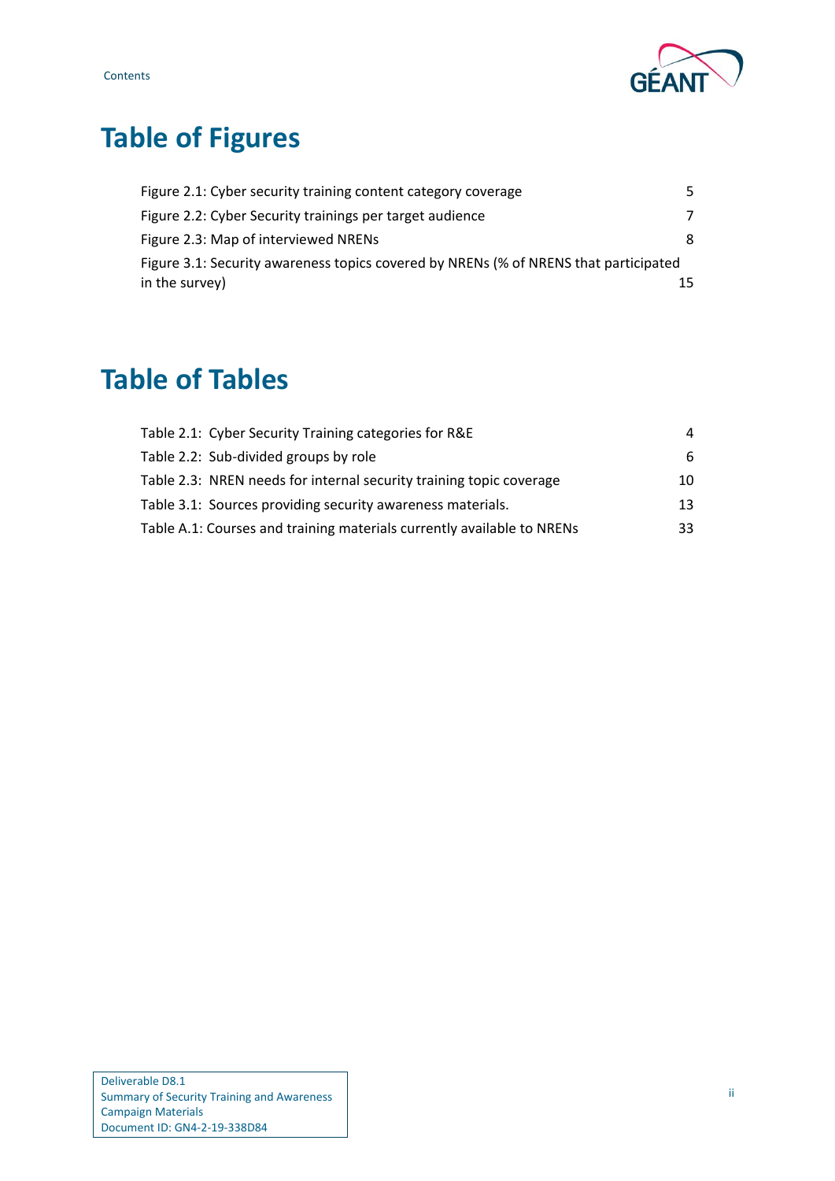# Table of Figures

Figure 2.1: Cyber security training content category coverage 5

Figure 2.2: Cyber Security trainings per target audience 7

Figure 2.3: Map of interviewed NRENs 8

Figure 3.1: Security awareness topics covered by NRENs (% of NRENS that participated in the survey) 15

# Table of Tables

Table 2.1: Cyber Security Training categories for R&E 4

Table 2.2: Sub-divided groups by role 6

Table 2.3: NREN needs for internal security training topic coverage 10

Table 3.1: Sources providing security awareness materials. 13

Table A.1: Courses and training materials currently available to NRENs 33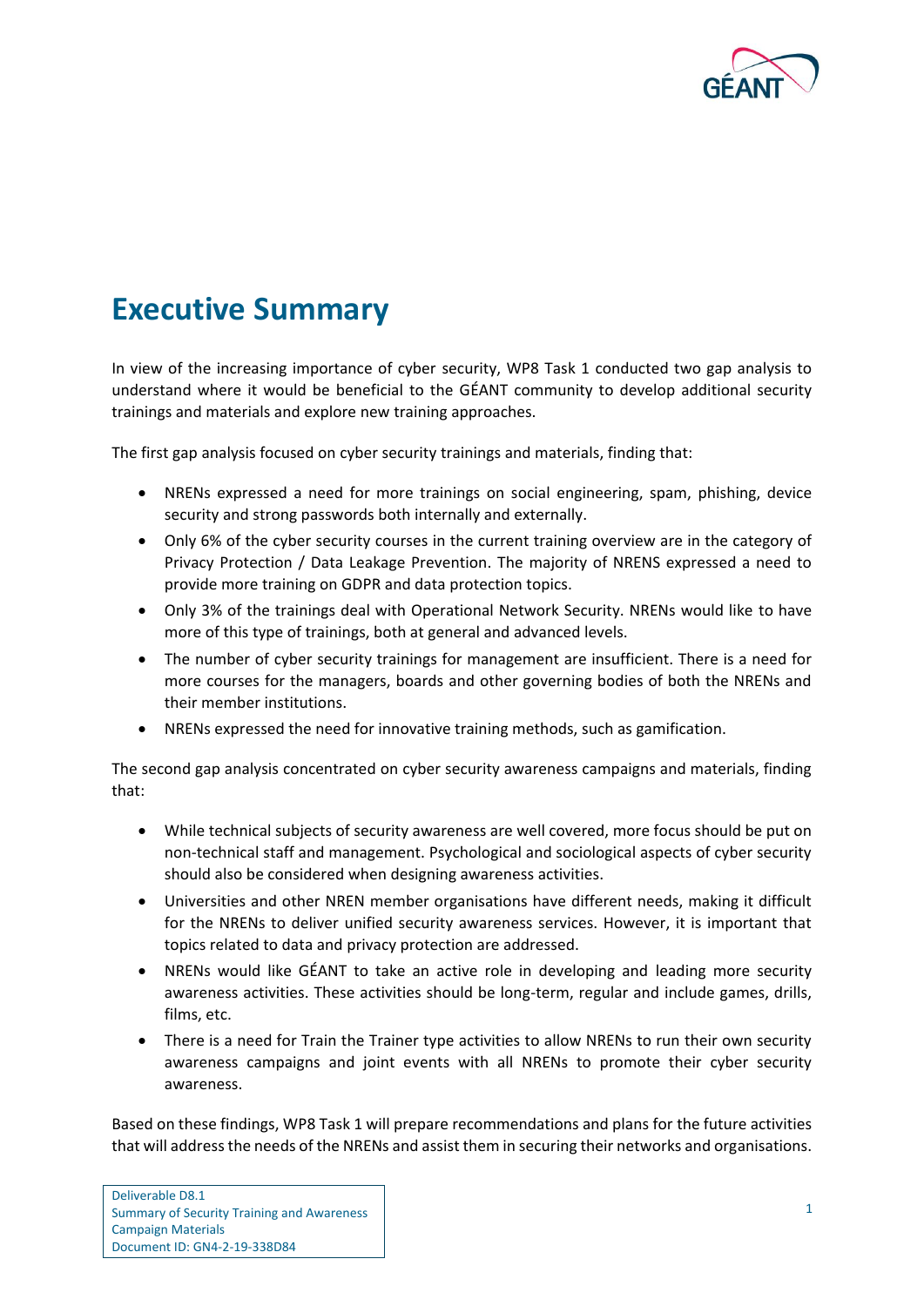# Executive Summary

In view of the increasing importance of cyber security, WP8 Task 1 conducted two gap analysis to understand where it would be beneficial to the GÉANT community to develop additional security trainings and materials and explore new training approaches.

The first gap analysis focused on cyber security trainings and materials, finding that:

- NRENs expressed a need for more trainings on social engineering, spam, phishing, device security and strong passwords both internally and externally.
- Only 6% of the cyber security courses in the current training overview are in the category of Privacy Protection / Data Leakage Prevention. The majority of NRENS expressed a need to provide more training on GDPR and data protection topics.
- Only 3% of the trainings deal with Operational Network Security. NRENs would like to have more of this type of trainings, both at general and advanced levels.
- The number of cyber security trainings for management are insufficient. There is a need for more courses for the managers, boards and other governing bodies of both the NRENs and their member institutions.
- NRENs expressed the need for innovative training methods, such as gamification.

The second gap analysis concentrated on cyber security awareness campaigns and materials, finding that:

- While technical subjects of security awareness are well covered, more focus should be put on non-technical staff and management. Psychological and sociological aspects of cyber security should also be considered when designing awareness activities.
- Universities and other NREN member organisations have different needs, making it difficult for the NRENs to deliver unified security awareness services. However, it is important that topics related to data and privacy protection are addressed.
- NRENs would like GÉANT to take an active role in developing and leading more security awareness activities. These activities should be long-term, regular and include games, drills, films, etc.
- There is a need for Train the Trainer type activities to allow NRENs to run their own security awareness campaigns and joint events with all NRENs to promote their cyber security awareness.

Based on these findings, WP8 Task 1 will prepare recommendations and plans for the future activities that will address the needs of the NRENs and assist them in securing their networks and organisations.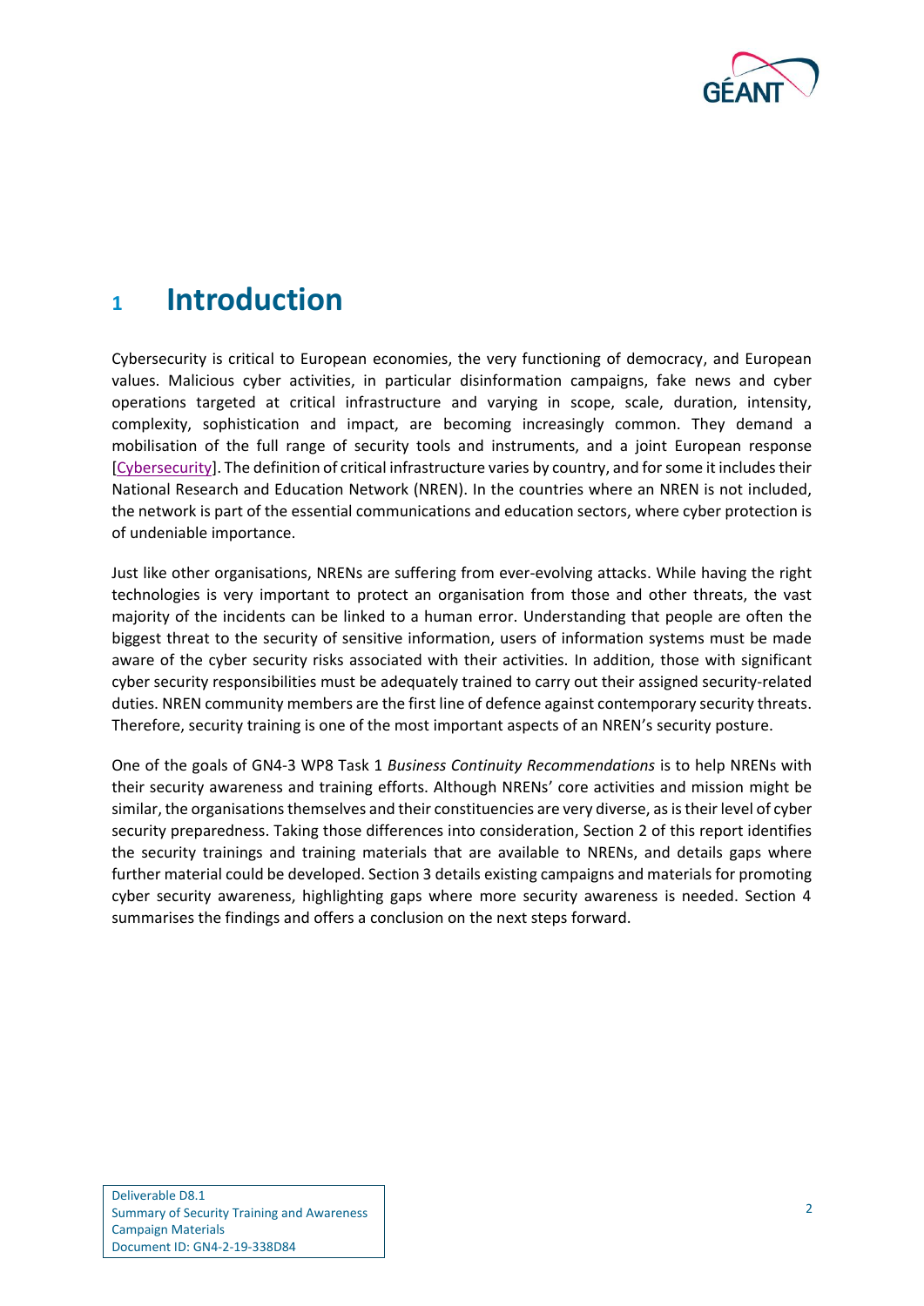# 1 Introduction

Cybersecurity is critical to European economies, the very functioning of democracy, and European values. Malicious cyber activities, in particular disinformation campaigns, fake news and cyber operations targeted at critical infrastructure and varying in scope, scale, duration, intensity, complexity, sophistication and impact, are becoming increasingly common. They demand a mobilisation of the full range of security tools and instruments, and a joint European response [Cybersecurity]. The definition of critical infrastructure varies by country, and for some it includes their National Research and Education Network (NREN). In the countries where an NREN is not included, the network is part of the essential communications and education sectors, where cyber protection is of undeniable importance.

Just like other organisations, NRENs are suffering from ever-evolving attacks. While having the right technologies is very important to protect an organisation from those and other threats, the vast majority of the incidents can be linked to a human error. Understanding that people are often the biggest threat to the security of sensitive information, users of information systems must be made aware of the cyber security risks associated with their activities. In addition, those with significant cyber security responsibilities must be adequately trained to carry out their assigned security-related duties. NREN community members are the first line of defence against contemporary security threats. Therefore, security training is one of the most important aspects of an NREN's security posture.

One of the goals of GN4-3 WP8 Task 1 *Business Continuity Recommendations* is to help NRENs with their security awareness and training efforts. Although NRENs' core activities and mission might be similar, the organisations themselves and their constituencies are very diverse, as is their level of cyber security preparedness. Taking those differences into consideration, Section 2 of this report identifies the security trainings and training materials that are available to NRENs, and details gaps where further material could be developed. Section 3 details existing campaigns and materials for promoting cyber security awareness, highlighting gaps where more security awareness is needed. Section 4 summarises the findings and offers a conclusion on the next steps forward.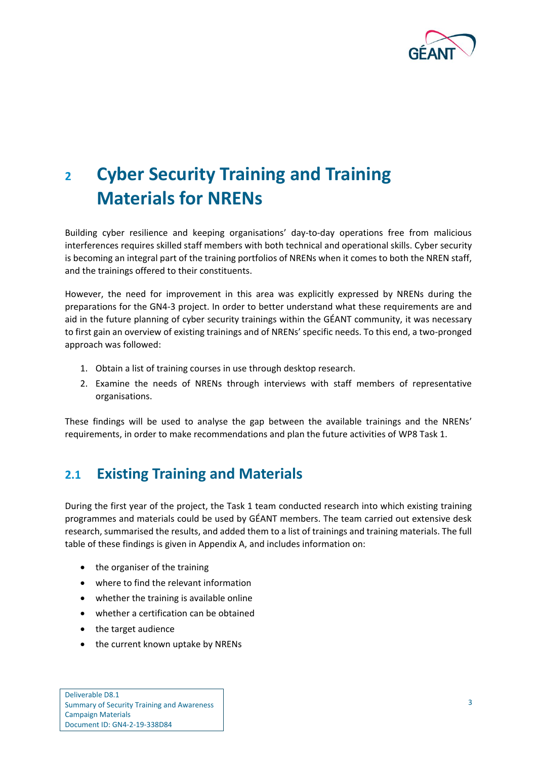# 2 Cyber Security Training and Training Materials for NRENs

Building cyber resilience and keeping organisations' day-to-day operations free from malicious interferences requires skilled staff members with both technical and operational skills. Cyber security is becoming an integral part of the training portfolios of NRENs when it comes to both the NREN staff, and the trainings offered to their constituents.

However, the need for improvement in this area was explicitly expressed by NRENs during the preparations for the GN4-3 project. In order to better understand what these requirements are and aid in the future planning of cyber security trainings within the GÉANT community, it was necessary to first gain an overview of existing trainings and of NRENs' specific needs. To this end, a two-pronged approach was followed:

1. Obtain a list of training courses in use through desktop research.
2. Examine the needs of NRENs through interviews with staff members of representative organisations.

These findings will be used to analyse the gap between the available trainings and the NRENs' requirements, in order to make recommendations and plan the future activities of WP8 Task 1.

## 2.1 Existing Training and Materials

During the first year of the project, the Task 1 team conducted research into which existing training programmes and materials could be used by GÉANT members. The team carried out extensive desk research, summarised the results, and added them to a list of trainings and training materials. The full table of these findings is given in Appendix A, and includes information on:

- the organiser of the training
- where to find the relevant information
- whether the training is available online
- whether a certification can be obtained
- the target audience
- the current known uptake by NRENs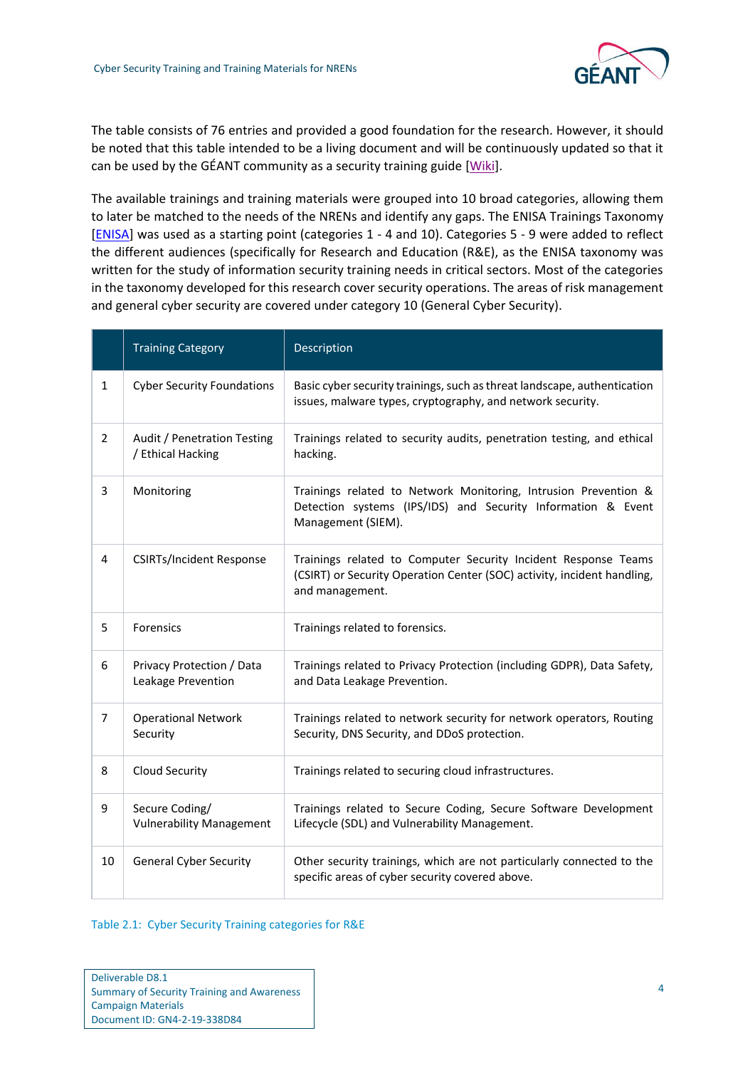The table consists of 76 entries and provided a good foundation for the research. However, it should be noted that this table intended to be a living document and will be continuously updated so that it can be used by the GÉANT community as a security training guide [Wiki].

The available trainings and training materials were grouped into 10 broad categories, allowing them to later be matched to the needs of the NRENs and identify any gaps. The ENISA Trainings Taxonomy [ENISA] was used as a starting point (categories 1 - 4 and 10). Categories 5 - 9 were added to reflect the different audiences (specifically for Research and Education (R&E), as the ENISA taxonomy was written for the study of information security training needs in critical sectors. Most of the categories in the taxonomy developed for this research cover security operations. The areas of risk management and general cyber security are covered under category 10 (General Cyber Security).

| | Training Category | Description |
|---|---|---|
| 1 | Cyber Security Foundations | Basic cyber security trainings, such as threat landscape, authentication issues, malware types, cryptography, and network security. |
| 2 | Audit / Penetration Testing / Ethical Hacking | Trainings related to security audits, penetration testing, and ethical hacking. |
| 3 | Monitoring | Trainings related to Network Monitoring, Intrusion Prevention & Detection systems (IPS/IDS) and Security Information & Event Management (SIEM). |
| 4 | CSIRTs/Incident Response | Trainings related to Computer Security Incident Response Teams (CSIRT) or Security Operation Center (SOC) activity, incident handling, and management. |
| 5 | Forensics | Trainings related to forensics. |
| 6 | Privacy Protection / Data Leakage Prevention | Trainings related to Privacy Protection (including GDPR), Data Safety, and Data Leakage Prevention. |
| 7 | Operational Network Security | Trainings related to network security for network operators, Routing Security, DNS Security, and DDoS protection. |
| 8 | Cloud Security | Trainings related to securing cloud infrastructures. |
| 9 | Secure Coding/ Vulnerability Management | Trainings related to Secure Coding, Secure Software Development Lifecycle (SDL) and Vulnerability Management. |
| 10 | General Cyber Security | Other security trainings, which are not particularly connected to the specific areas of cyber security covered above. |

Table 2.1: Cyber Security Training categories for R&E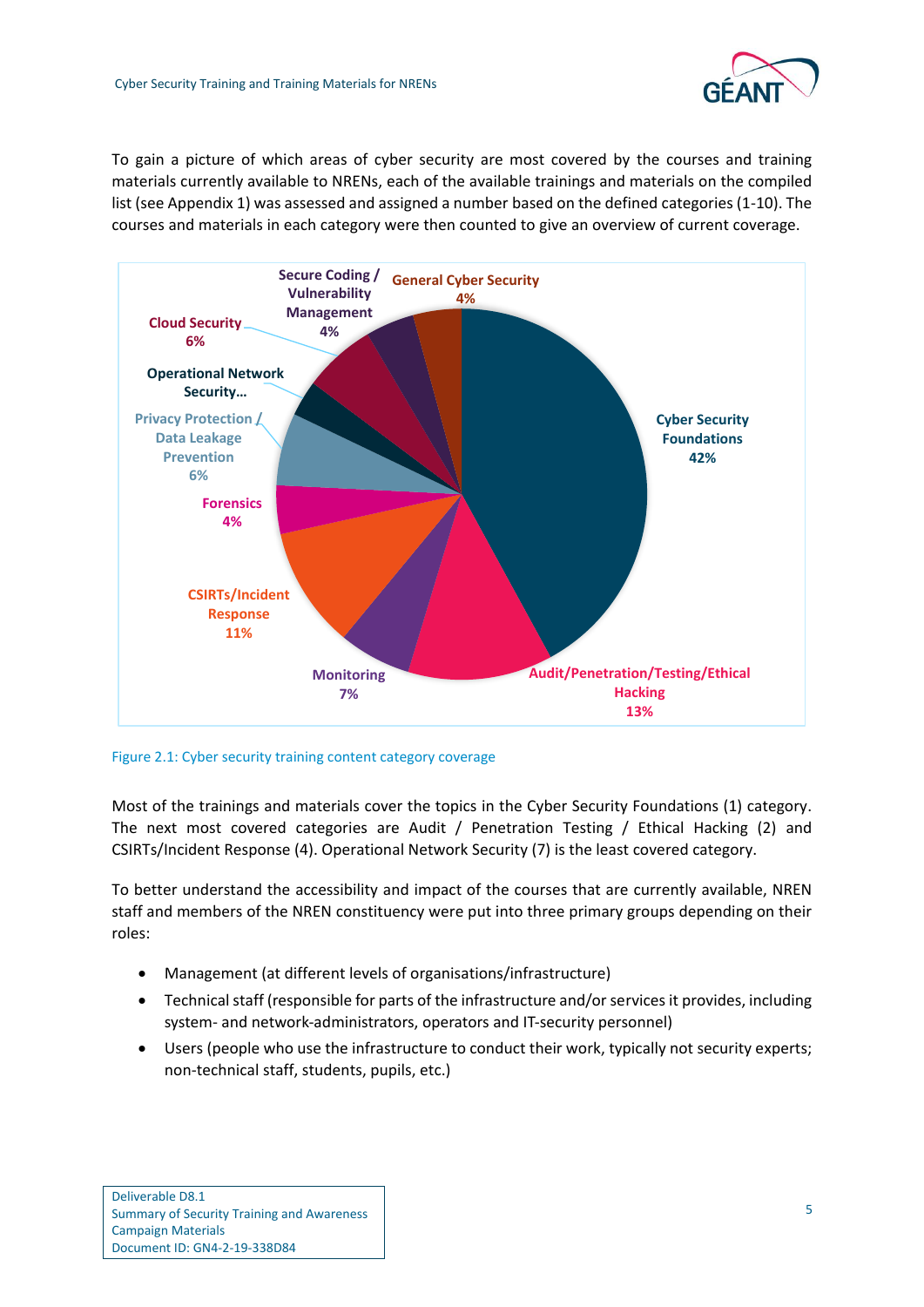To gain a picture of which areas of cyber security are most covered by the courses and training materials currently available to NRENs, each of the available trainings and materials on the compiled list (see Appendix 1) was assessed and assigned a number based on the defined categories (1-10). The courses and materials in each category were then counted to give an overview of current coverage.

Figure 2.1: Cyber security training content category coverage

Most of the trainings and materials cover the topics in the Cyber Security Foundations (1) category. The next most covered categories are Audit / Penetration Testing / Ethical Hacking (2) and CSIRTs/Incident Response (4). Operational Network Security (7) is the least covered category.

To better understand the accessibility and impact of the courses that are currently available, NREN staff and members of the NREN constituency were put into three primary groups depending on their roles:

- Management (at different levels of organisations/infrastructure)
- Technical staff (responsible for parts of the infrastructure and/or services it provides, including system- and network-administrators, operators and IT-security personnel)
- Users (people who use the infrastructure to conduct their work, typically not security experts; non-technical staff, students, pupils, etc.)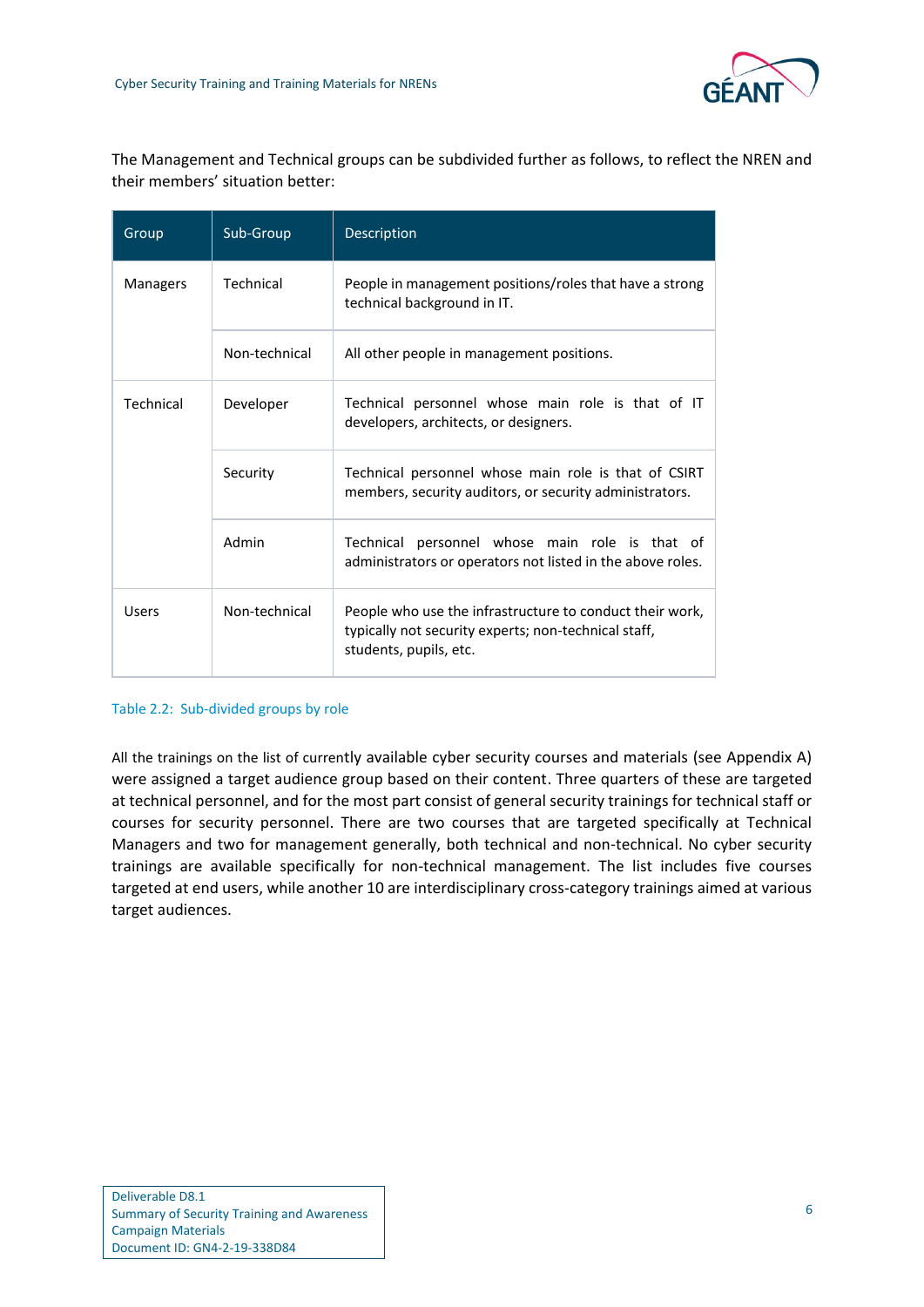The Management and Technical groups can be subdivided further as follows, to reflect the NREN and their members' situation better:

| Group | Sub-Group | Description |
|---|---|---|
| Managers | Technical | People in management positions/roles that have a strong technical background in IT. |
| | Non-technical | All other people in management positions. |
| Technical | Developer | Technical personnel whose main role is that of IT developers, architects, or designers. |
| | Security | Technical personnel whose main role is that of CSIRT members, security auditors, or security administrators. |
| | Admin | Technical personnel whose main role is that of administrators or operators not listed in the above roles. |
| Users | Non-technical | People who use the infrastructure to conduct their work, typically not security experts; non-technical staff, students, pupils, etc. |

Table 2.2: Sub-divided groups by role

All the trainings on the list of currently available cyber security courses and materials (see Appendix A) were assigned a target audience group based on their content. Three quarters of these are targeted at technical personnel, and for the most part consist of general security trainings for technical staff or courses for security personnel. There are two courses that are targeted specifically at Technical Managers and two for management generally, both technical and non-technical. No cyber security trainings are available specifically for non-technical management. The list includes five courses targeted at end users, while another 10 are interdisciplinary cross-category trainings aimed at various target audiences.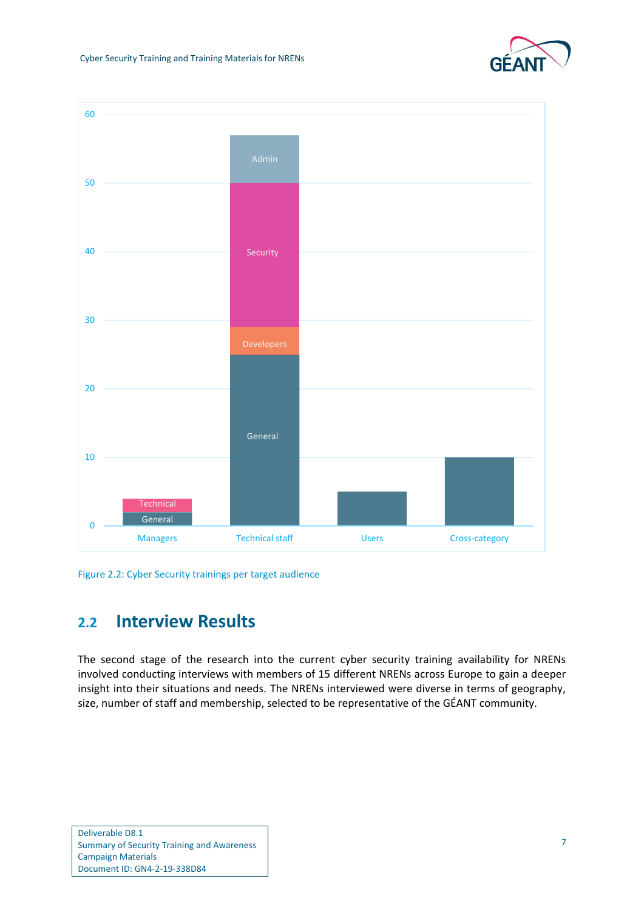Figure 2.2: Cyber Security trainings per target audience

## 2.2 Interview Results

The second stage of the research into the current cyber security training availability for NRENs involved conducting interviews with members of 15 different NRENs across Europe to gain a deeper insight into their situations and needs. The NRENs interviewed were diverse in terms of geography, size, number of staff and membership, selected to be representative of the GÉANT community.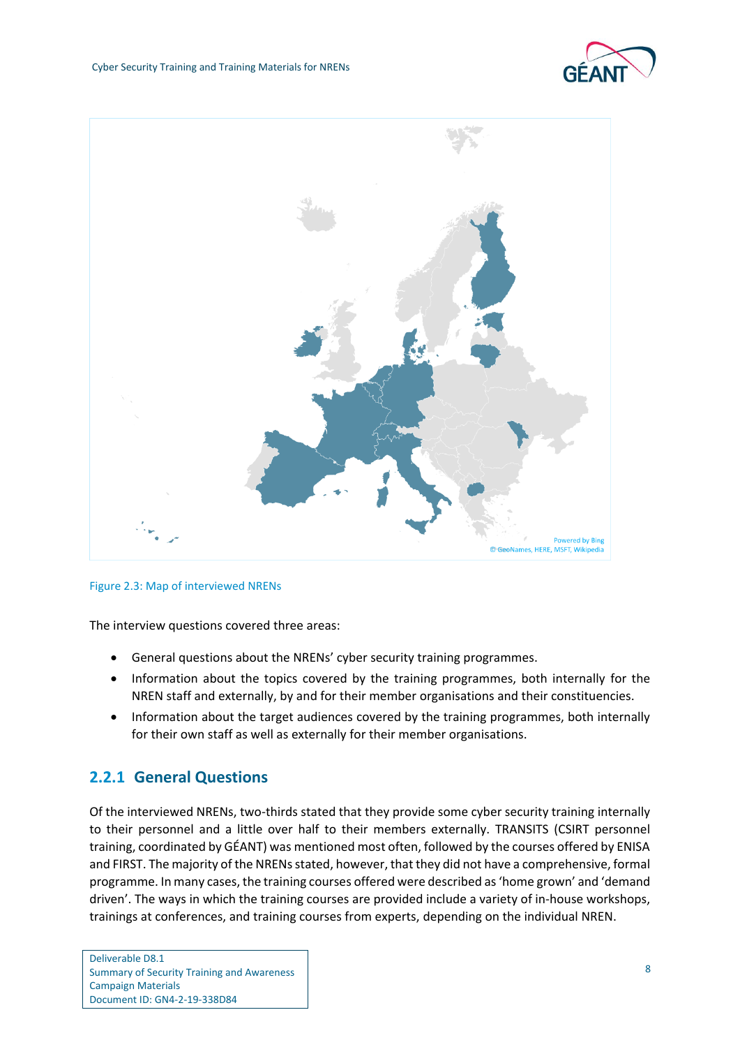Figure 2.3: Map of interviewed NRENs

The interview questions covered three areas:

- General questions about the NRENs' cyber security training programmes.
- Information about the topics covered by the training programmes, both internally for the NREN staff and externally, by and for their member organisations and their constituencies.
- Information about the target audiences covered by the training programmes, both internally for their own staff as well as externally for their member organisations.

### 2.2.1 General Questions

Of the interviewed NRENs, two-thirds stated that they provide some cyber security training internally to their personnel and a little over half to their members externally. TRANSITS (CSIRT personnel training, coordinated by GÉANT) was mentioned most often, followed by the courses offered by ENISA and FIRST. The majority of the NRENs stated, however, that they did not have a comprehensive, formal programme. In many cases, the training courses offered were described as 'home grown' and 'demand driven'. The ways in which the training courses are provided include a variety of in-house workshops, trainings at conferences, and training courses from experts, depending on the individual NREN.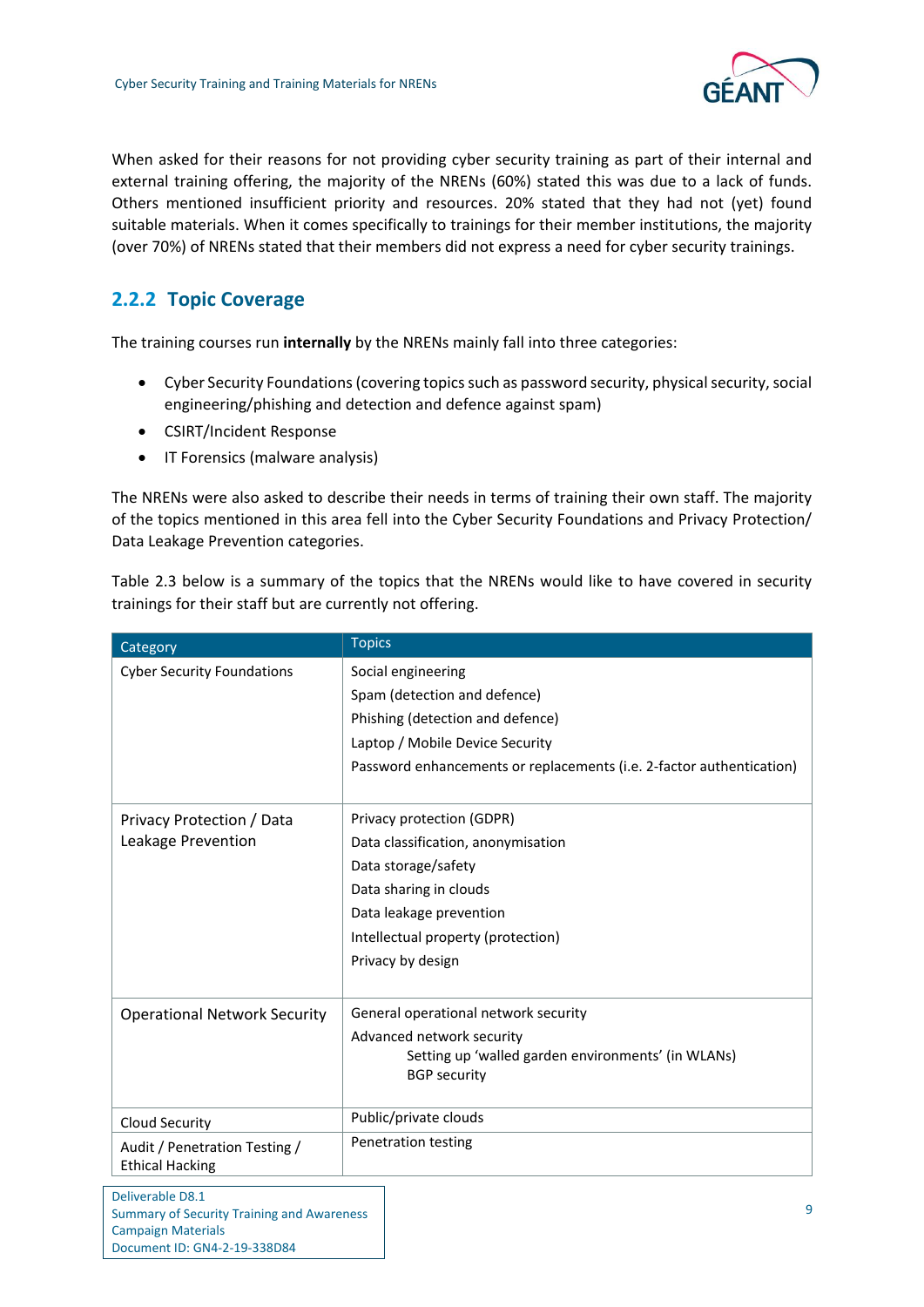When asked for their reasons for not providing cyber security training as part of their internal and external training offering, the majority of the NRENs (60%) stated this was due to a lack of funds. Others mentioned insufficient priority and resources. 20% stated that they had not (yet) found suitable materials. When it comes specifically to trainings for their member institutions, the majority (over 70%) of NRENs stated that their members did not express a need for cyber security trainings.

### 2.2.2 Topic Coverage

The training courses run **internally** by the NRENs mainly fall into three categories:

- Cyber Security Foundations (covering topics such as password security, physical security, social engineering/phishing and detection and defence against spam)
- CSIRT/Incident Response
- IT Forensics (malware analysis)

The NRENs were also asked to describe their needs in terms of training their own staff. The majority of the topics mentioned in this area fell into the Cyber Security Foundations and Privacy Protection/ Data Leakage Prevention categories.

Table 2.3 below is a summary of the topics that the NRENs would like to have covered in security trainings for their staff but are currently not offering.

| Category | Topics |
| --- | --- |
| Cyber Security Foundations | Social engineering<br>Spam (detection and defence)<br>Phishing (detection and defence)<br>Laptop / Mobile Device Security<br>Password enhancements or replacements (i.e. 2-factor authentication) |
| Privacy Protection / Data Leakage Prevention | Privacy protection (GDPR)<br>Data classification, anonymisation<br>Data storage/safety<br>Data sharing in clouds<br>Data leakage prevention<br>Intellectual property (protection)<br>Privacy by design |
| Operational Network Security | General operational network security<br>Advanced network security<br>Setting up 'walled garden environments' (in WLANs)<br>BGP security |
| Cloud Security | Public/private clouds |
| Audit / Penetration Testing / Ethical Hacking | Penetration testing |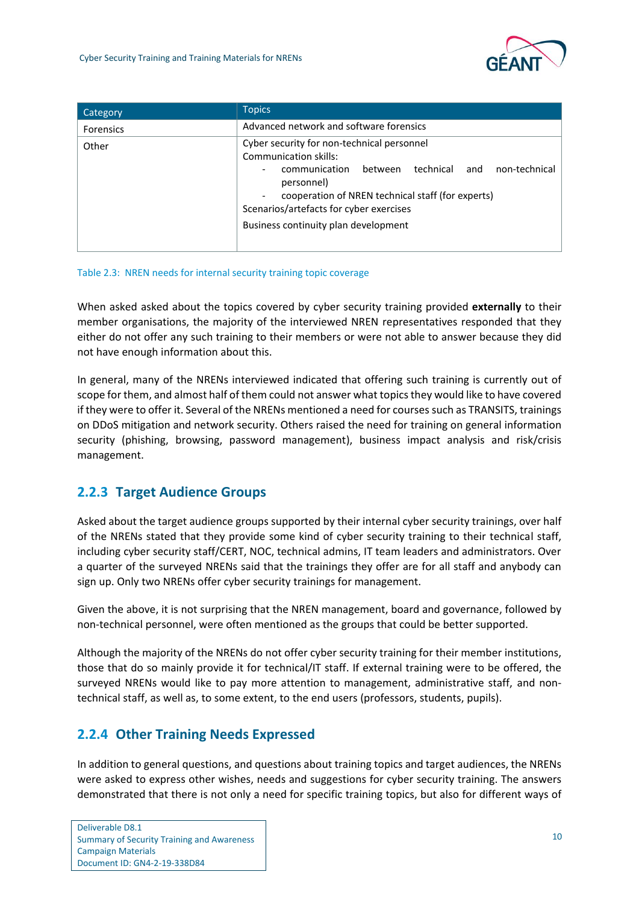| Category | Topics |
| --- | --- |
| Forensics | Advanced network and software forensics |
| Other | Cyber security for non-technical personnel<br>Communication skills:<br>- communication between technical and non-technical personnel)<br>- cooperation of NREN technical staff (for experts)<br>Scenarios/artefacts for cyber exercises<br>Business continuity plan development |

Table 2.3: NREN needs for internal security training topic coverage

When asked asked about the topics covered by cyber security training provided **externally** to their member organisations, the majority of the interviewed NREN representatives responded that they either do not offer any such training to their members or were not able to answer because they did not have enough information about this.

In general, many of the NRENs interviewed indicated that offering such training is currently out of scope for them, and almost half of them could not answer what topics they would like to have covered if they were to offer it. Several of the NRENs mentioned a need for courses such as TRANSITS, trainings on DDoS mitigation and network security. Others raised the need for training on general information security (phishing, browsing, password management), business impact analysis and risk/crisis management.

### 2.2.3 Target Audience Groups

Asked about the target audience groups supported by their internal cyber security trainings, over half of the NRENs stated that they provide some kind of cyber security training to their technical staff, including cyber security staff/CERT, NOC, technical admins, IT team leaders and administrators. Over a quarter of the surveyed NRENs said that the trainings they offer are for all staff and anybody can sign up. Only two NRENs offer cyber security trainings for management.

Given the above, it is not surprising that the NREN management, board and governance, followed by non-technical personnel, were often mentioned as the groups that could be better supported.

Although the majority of the NRENs do not offer cyber security training for their member institutions, those that do so mainly provide it for technical/IT staff. If external training were to be offered, the surveyed NRENs would like to pay more attention to management, administrative staff, and non-technical staff, as well as, to some extent, to the end users (professors, students, pupils).

### 2.2.4 Other Training Needs Expressed

In addition to general questions, and questions about training topics and target audiences, the NRENs were asked to express other wishes, needs and suggestions for cyber security training. The answers demonstrated that there is not only a need for specific training topics, but also for different ways of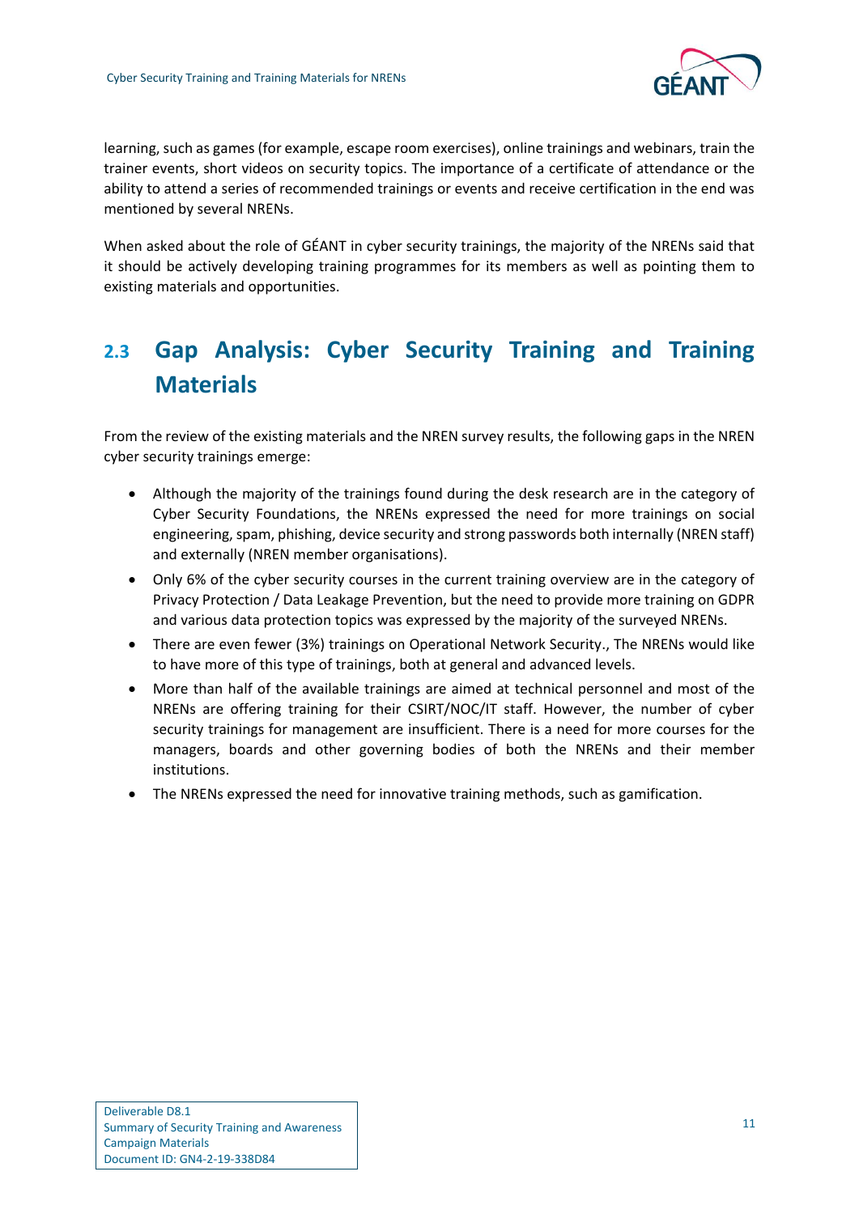learning, such as games (for example, escape room exercises), online trainings and webinars, train the trainer events, short videos on security topics. The importance of a certificate of attendance or the ability to attend a series of recommended trainings or events and receive certification in the end was mentioned by several NRENs.

When asked about the role of GÉANT in cyber security trainings, the majority of the NRENs said that it should be actively developing training programmes for its members as well as pointing them to existing materials and opportunities.

## 2.3 Gap Analysis: Cyber Security Training and Training Materials

From the review of the existing materials and the NREN survey results, the following gaps in the NREN cyber security trainings emerge:

- Although the majority of the trainings found during the desk research are in the category of Cyber Security Foundations, the NRENs expressed the need for more trainings on social engineering, spam, phishing, device security and strong passwords both internally (NREN staff) and externally (NREN member organisations).
- Only 6% of the cyber security courses in the current training overview are in the category of Privacy Protection / Data Leakage Prevention, but the need to provide more training on GDPR and various data protection topics was expressed by the majority of the surveyed NRENs.
- There are even fewer (3%) trainings on Operational Network Security., The NRENs would like to have more of this type of trainings, both at general and advanced levels.
- More than half of the available trainings are aimed at technical personnel and most of the NRENs are offering training for their CSIRT/NOC/IT staff. However, the number of cyber security trainings for management are insufficient. There is a need for more courses for the managers, boards and other governing bodies of both the NRENs and their member institutions.
- The NRENs expressed the need for innovative training methods, such as gamification.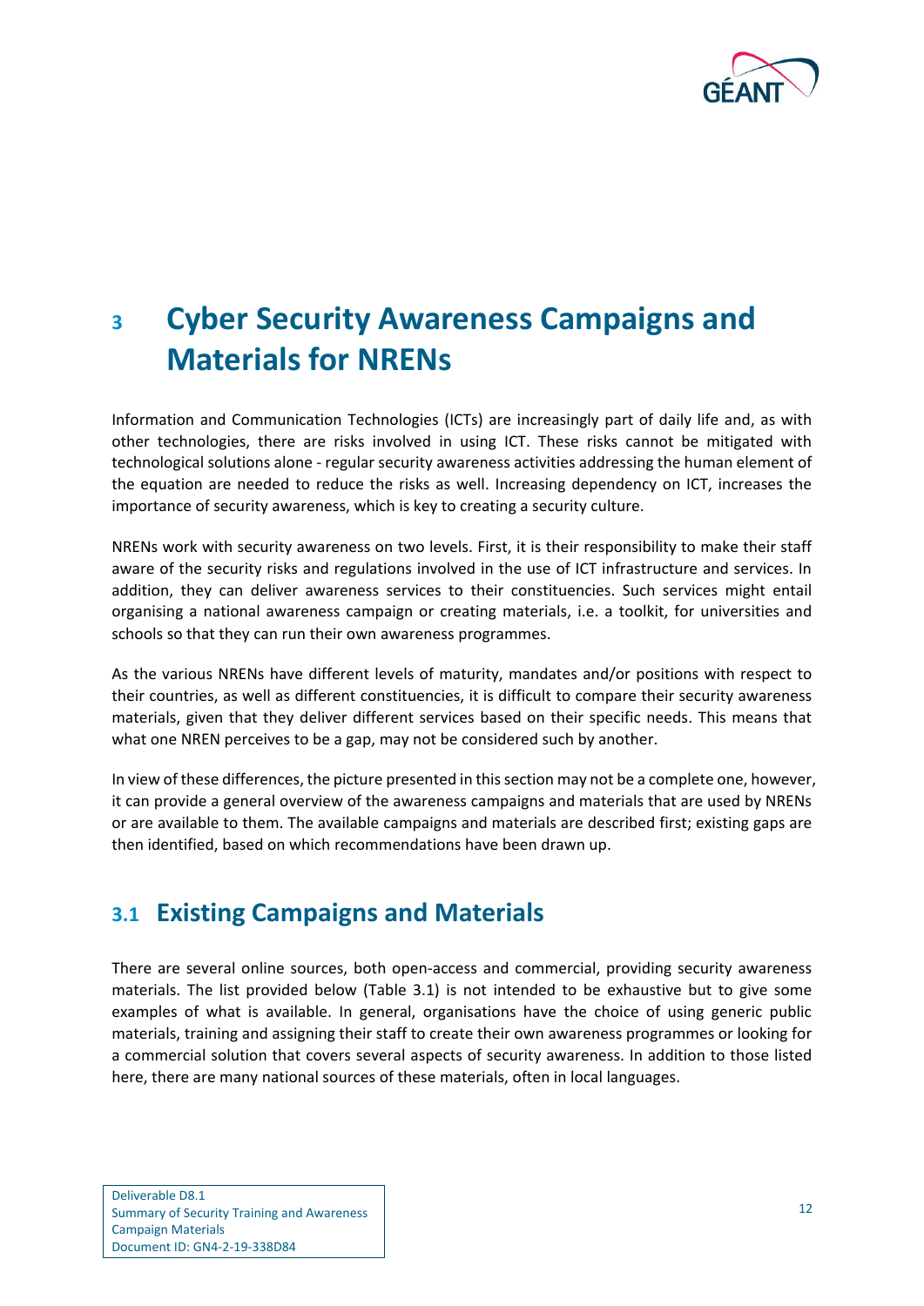# 3 Cyber Security Awareness Campaigns and Materials for NRENs

Information and Communication Technologies (ICTs) are increasingly part of daily life and, as with other technologies, there are risks involved in using ICT. These risks cannot be mitigated with technological solutions alone - regular security awareness activities addressing the human element of the equation are needed to reduce the risks as well. Increasing dependency on ICT, increases the importance of security awareness, which is key to creating a security culture.

NRENs work with security awareness on two levels. First, it is their responsibility to make their staff aware of the security risks and regulations involved in the use of ICT infrastructure and services. In addition, they can deliver awareness services to their constituencies. Such services might entail organising a national awareness campaign or creating materials, i.e. a toolkit, for universities and schools so that they can run their own awareness programmes.

As the various NRENs have different levels of maturity, mandates and/or positions with respect to their countries, as well as different constituencies, it is difficult to compare their security awareness materials, given that they deliver different services based on their specific needs. This means that what one NREN perceives to be a gap, may not be considered such by another.

In view of these differences, the picture presented in this section may not be a complete one, however, it can provide a general overview of the awareness campaigns and materials that are used by NRENs or are available to them. The available campaigns and materials are described first; existing gaps are then identified, based on which recommendations have been drawn up.

## 3.1 Existing Campaigns and Materials

There are several online sources, both open-access and commercial, providing security awareness materials. The list provided below (Table 3.1) is not intended to be exhaustive but to give some examples of what is available. In general, organisations have the choice of using generic public materials, training and assigning their staff to create their own awareness programmes or looking for a commercial solution that covers several aspects of security awareness. In addition to those listed here, there are many national sources of these materials, often in local languages.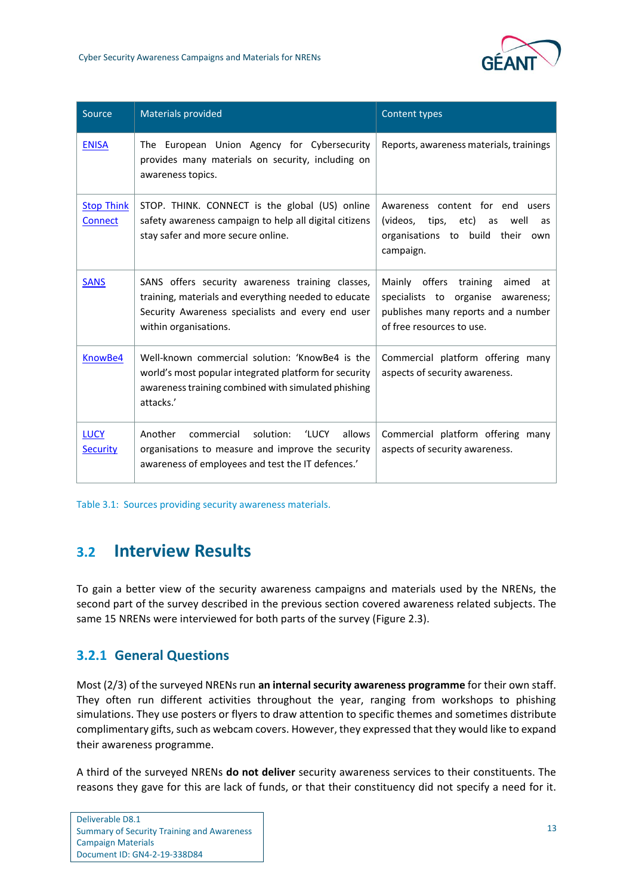| Source | Materials provided | Content types |
|---|---|---|
| ENISA | The European Union Agency for Cybersecurity provides many materials on security, including on awareness topics. | Reports, awareness materials, trainings |
| Stop Think Connect | STOP. THINK. CONNECT is the global (US) online safety awareness campaign to help all digital citizens stay safer and more secure online. | Awareness content for end users (videos, tips, etc) as well as organisations to build their own campaign. |
| SANS | SANS offers security awareness training classes, training, materials and everything needed to educate Security Awareness specialists and every end user within organisations. | Mainly offers training aimed at specialists to organise awareness; publishes many reports and a number of free resources to use. |
| KnowBe4 | Well-known commercial solution: 'KnowBe4 is the world's most popular integrated platform for security awareness training combined with simulated phishing attacks.' | Commercial platform offering many aspects of security awareness. |
| LUCY Security | Another commercial solution: 'LUCY allows organisations to measure and improve the security awareness of employees and test the IT defences.' | Commercial platform offering many aspects of security awareness. |

Table 3.1: Sources providing security awareness materials.

## 3.2 Interview Results

To gain a better view of the security awareness campaigns and materials used by the NRENs, the second part of the survey described in the previous section covered awareness related subjects. The same 15 NRENs were interviewed for both parts of the survey (Figure 2.3).

### 3.2.1 General Questions

Most (2/3) of the surveyed NRENs run **an internal security awareness programme** for their own staff. They often run different activities throughout the year, ranging from workshops to phishing simulations. They use posters or flyers to draw attention to specific themes and sometimes distribute complimentary gifts, such as webcam covers. However, they expressed that they would like to expand their awareness programme.

A third of the surveyed NRENs **do not deliver** security awareness services to their constituents. The reasons they gave for this are lack of funds, or that their constituency did not specify a need for it.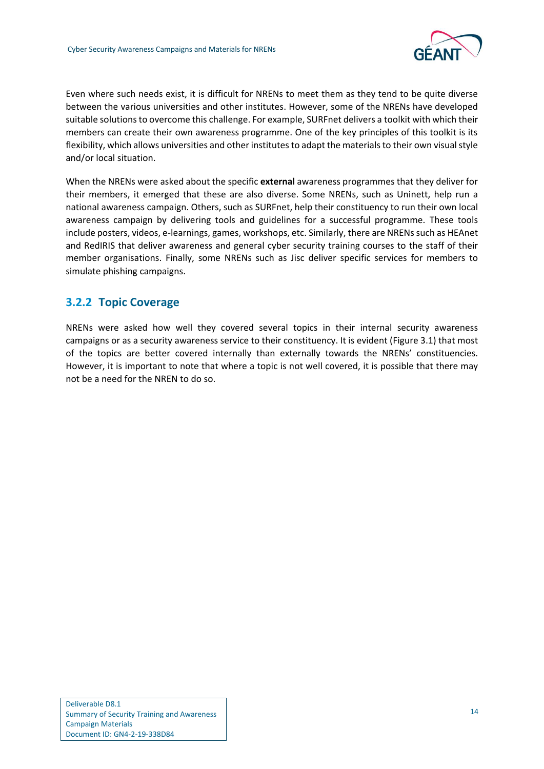Even where such needs exist, it is difficult for NRENs to meet them as they tend to be quite diverse between the various universities and other institutes. However, some of the NRENs have developed suitable solutions to overcome this challenge. For example, SURFnet delivers a toolkit with which their members can create their own awareness programme. One of the key principles of this toolkit is its flexibility, which allows universities and other institutes to adapt the materials to their own visual style and/or local situation.

When the NRENs were asked about the specific **external** awareness programmes that they deliver for their members, it emerged that these are also diverse. Some NRENs, such as Uninett, help run a national awareness campaign. Others, such as SURFnet, help their constituency to run their own local awareness campaign by delivering tools and guidelines for a successful programme. These tools include posters, videos, e-learnings, games, workshops, etc. Similarly, there are NRENs such as HEAnet and RedIRIS that deliver awareness and general cyber security training courses to the staff of their member organisations. Finally, some NRENs such as Jisc deliver specific services for members to simulate phishing campaigns.

### 3.2.2 Topic Coverage

NRENs were asked how well they covered several topics in their internal security awareness campaigns or as a security awareness service to their constituency. It is evident (Figure 3.1) that most of the topics are better covered internally than externally towards the NRENs' constituencies. However, it is important to note that where a topic is not well covered, it is possible that there may not be a need for the NREN to do so.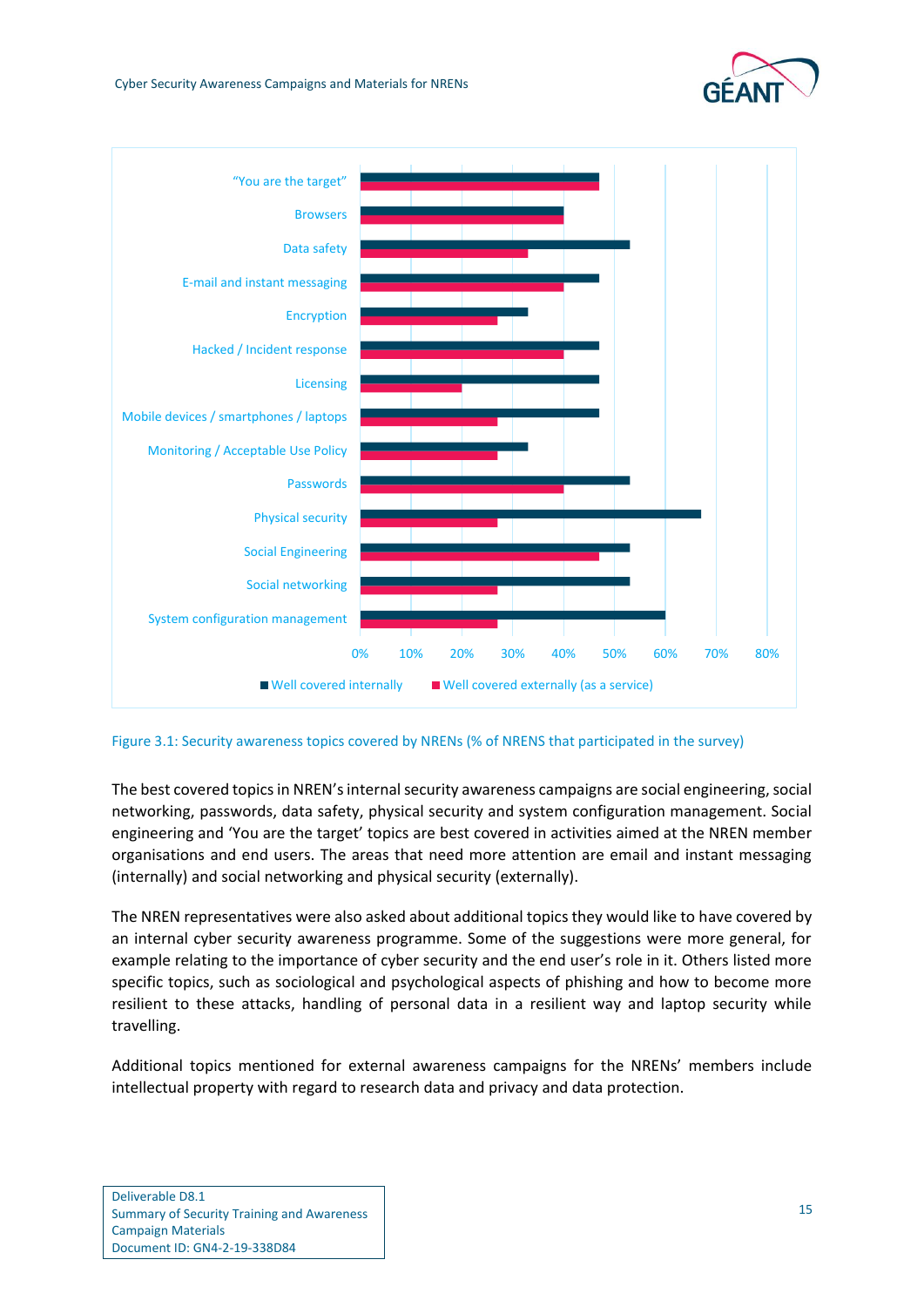Figure 3.1: Security awareness topics covered by NRENs (% of NRENS that participated in the survey)

The best covered topics in NREN's internal security awareness campaigns are social engineering, social networking, passwords, data safety, physical security and system configuration management. Social engineering and 'You are the target' topics are best covered in activities aimed at the NREN member organisations and end users. The areas that need more attention are email and instant messaging (internally) and social networking and physical security (externally).

The NREN representatives were also asked about additional topics they would like to have covered by an internal cyber security awareness programme. Some of the suggestions were more general, for example relating to the importance of cyber security and the end user's role in it. Others listed more specific topics, such as sociological and psychological aspects of phishing and how to become more resilient to these attacks, handling of personal data in a resilient way and laptop security while travelling.

Additional topics mentioned for external awareness campaigns for the NRENs' members include intellectual property with regard to research data and privacy and data protection.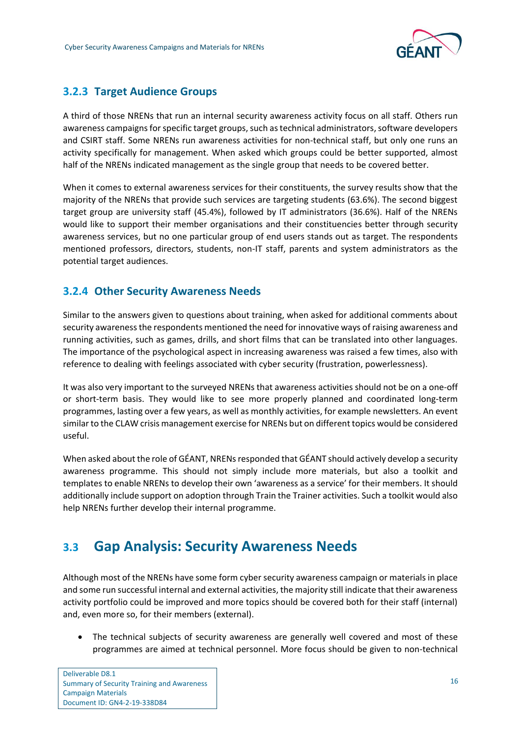### 3.2.3 Target Audience Groups

A third of those NRENs that run an internal security awareness activity focus on all staff. Others run awareness campaigns for specific target groups, such as technical administrators, software developers and CSIRT staff. Some NRENs run awareness activities for non-technical staff, but only one runs an activity specifically for management. When asked which groups could be better supported, almost half of the NRENs indicated management as the single group that needs to be covered better.

When it comes to external awareness services for their constituents, the survey results show that the majority of the NRENs that provide such services are targeting students (63.6%). The second biggest target group are university staff (45.4%), followed by IT administrators (36.6%). Half of the NRENs would like to support their member organisations and their constituencies better through security awareness services, but no one particular group of end users stands out as target. The respondents mentioned professors, directors, students, non-IT staff, parents and system administrators as the potential target audiences.

### 3.2.4 Other Security Awareness Needs

Similar to the answers given to questions about training, when asked for additional comments about security awareness the respondents mentioned the need for innovative ways of raising awareness and running activities, such as games, drills, and short films that can be translated into other languages. The importance of the psychological aspect in increasing awareness was raised a few times, also with reference to dealing with feelings associated with cyber security (frustration, powerlessness).

It was also very important to the surveyed NRENs that awareness activities should not be on a one-off or short-term basis. They would like to see more properly planned and coordinated long-term programmes, lasting over a few years, as well as monthly activities, for example newsletters. An event similar to the CLAW crisis management exercise for NRENs but on different topics would be considered useful.

When asked about the role of GÉANT, NRENs responded that GÉANT should actively develop a security awareness programme. This should not simply include more materials, but also a toolkit and templates to enable NRENs to develop their own 'awareness as a service' for their members. It should additionally include support on adoption through Train the Trainer activities. Such a toolkit would also help NRENs further develop their internal programme.

## 3.3 Gap Analysis: Security Awareness Needs

Although most of the NRENs have some form cyber security awareness campaign or materials in place and some run successful internal and external activities, the majority still indicate that their awareness activity portfolio could be improved and more topics should be covered both for their staff (internal) and, even more so, for their members (external).

- The technical subjects of security awareness are generally well covered and most of these programmes are aimed at technical personnel. More focus should be given to non-technical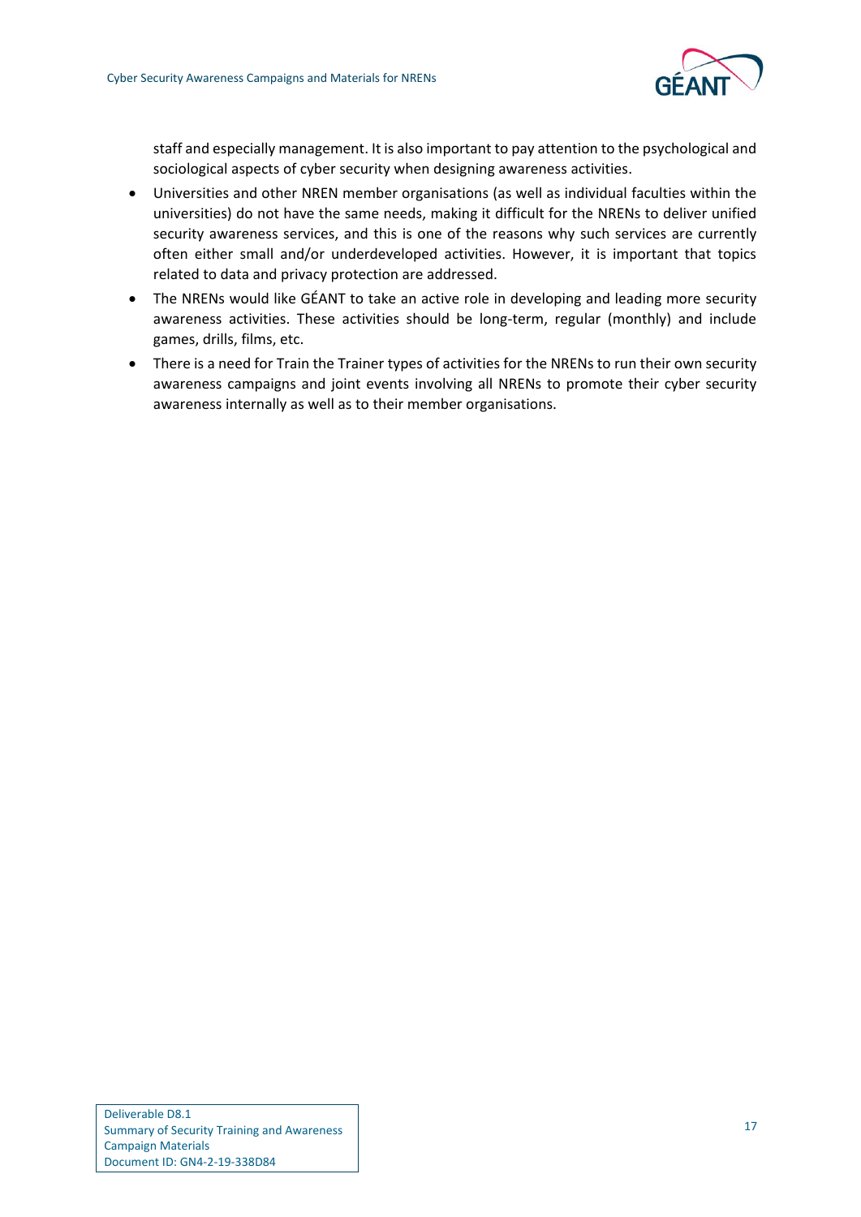staff and especially management. It is also important to pay attention to the psychological and sociological aspects of cyber security when designing awareness activities.

- Universities and other NREN member organisations (as well as individual faculties within the universities) do not have the same needs, making it difficult for the NRENs to deliver unified security awareness services, and this is one of the reasons why such services are currently often either small and/or underdeveloped activities. However, it is important that topics related to data and privacy protection are addressed.
- The NRENs would like GÉANT to take an active role in developing and leading more security awareness activities. These activities should be long-term, regular (monthly) and include games, drills, films, etc.
- There is a need for Train the Trainer types of activities for the NRENs to run their own security awareness campaigns and joint events involving all NRENs to promote their cyber security awareness internally as well as to their member organisations.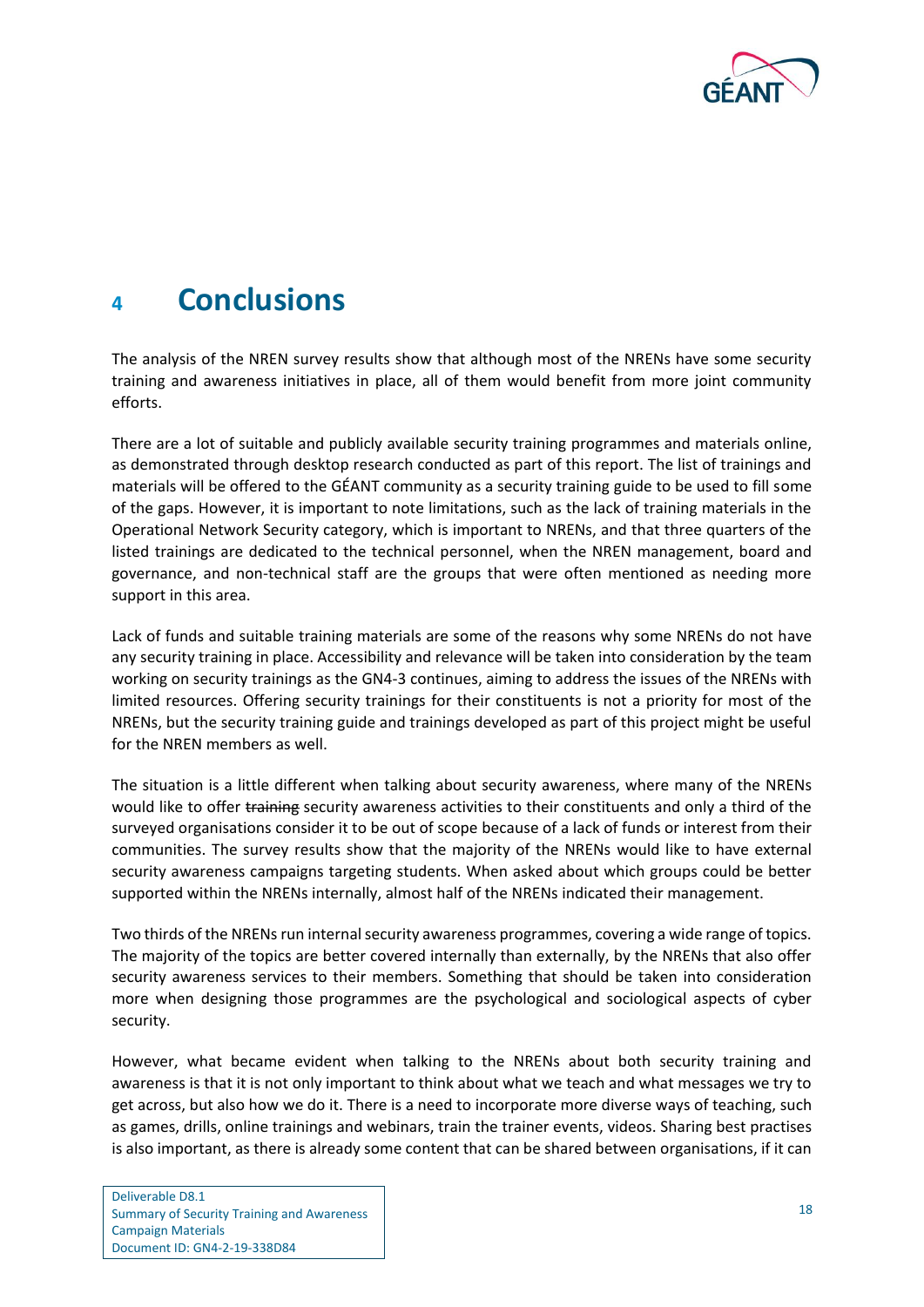# 4 Conclusions

The analysis of the NREN survey results show that although most of the NRENs have some security training and awareness initiatives in place, all of them would benefit from more joint community efforts.

There are a lot of suitable and publicly available security training programmes and materials online, as demonstrated through desktop research conducted as part of this report. The list of trainings and materials will be offered to the GÉANT community as a security training guide to be used to fill some of the gaps. However, it is important to note limitations, such as the lack of training materials in the Operational Network Security category, which is important to NRENs, and that three quarters of the listed trainings are dedicated to the technical personnel, when the NREN management, board and governance, and non-technical staff are the groups that were often mentioned as needing more support in this area.

Lack of funds and suitable training materials are some of the reasons why some NRENs do not have any security training in place. Accessibility and relevance will be taken into consideration by the team working on security trainings as the GN4-3 continues, aiming to address the issues of the NRENs with limited resources. Offering security trainings for their constituents is not a priority for most of the NRENs, but the security training guide and trainings developed as part of this project might be useful for the NREN members as well.

The situation is a little different when talking about security awareness, where many of the NRENs would like to offer ~~training~~ security awareness activities to their constituents and only a third of the surveyed organisations consider it to be out of scope because of a lack of funds or interest from their communities. The survey results show that the majority of the NRENs would like to have external security awareness campaigns targeting students. When asked about which groups could be better supported within the NRENs internally, almost half of the NRENs indicated their management.

Two thirds of the NRENs run internal security awareness programmes, covering a wide range of topics. The majority of the topics are better covered internally than externally, by the NRENs that also offer security awareness services to their members. Something that should be taken into consideration more when designing those programmes are the psychological and sociological aspects of cyber security.

However, what became evident when talking to the NRENs about both security training and awareness is that it is not only important to think about what we teach and what messages we try to get across, but also how we do it. There is a need to incorporate more diverse ways of teaching, such as games, drills, online trainings and webinars, train the trainer events, videos. Sharing best practises is also important, as there is already some content that can be shared between organisations, if it can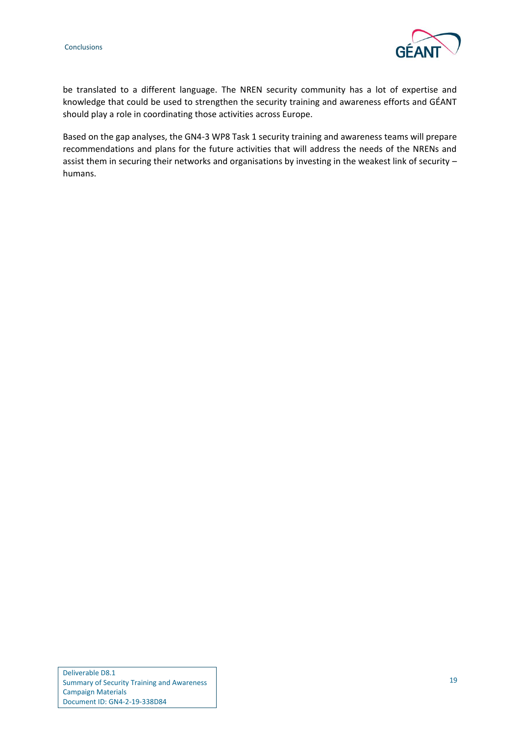be translated to a different language. The NREN security community has a lot of expertise and knowledge that could be used to strengthen the security training and awareness efforts and GÉANT should play a role in coordinating those activities across Europe.

Based on the gap analyses, the GN4-3 WP8 Task 1 security training and awareness teams will prepare recommendations and plans for the future activities that will address the needs of the NRENs and assist them in securing their networks and organisations by investing in the weakest link of security – humans.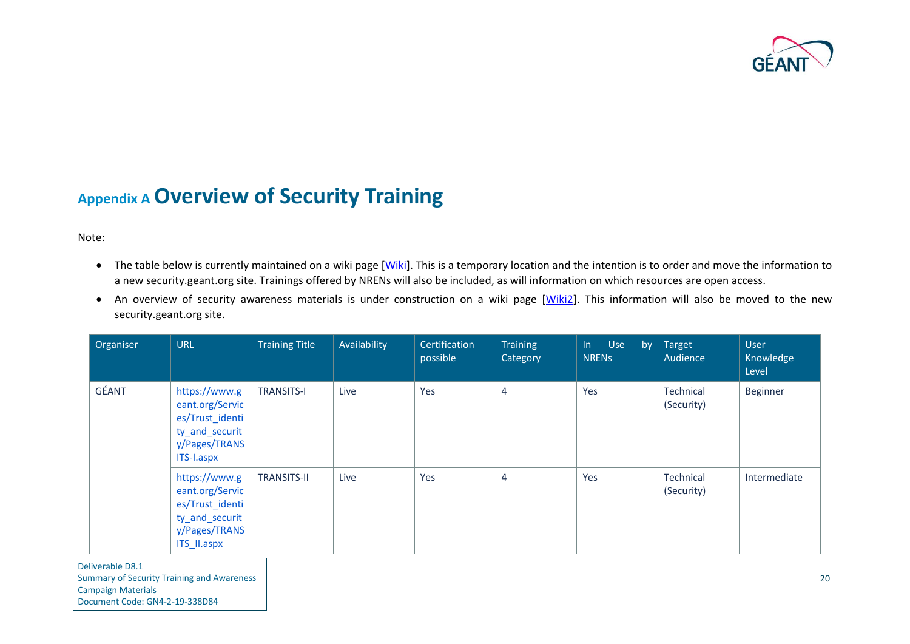# Appendix A Overview of Security Training

Note:

- The table below is currently maintained on a wiki page [Wiki]. This is a temporary location and the intention is to order and move the information to a new security.geant.org site. Trainings offered by NRENs will also be included, as will information on which resources are open access.
- An overview of security awareness materials is under construction on a wiki page [Wiki2]. This information will also be moved to the new security.geant.org site.

| Organiser | URL | Training Title | Availability | Certification possible | Training Category | In Use by NRENs | Target Audience | User Knowledge Level |
|---|---|---|---|---|---|---|---|---|
| GÉANT | https://www.geant.org/Services/Trust_identity_and_security/Pages/TRANSITS-I.aspx | TRANSITS-I | Live | Yes | 4 | Yes | Technical (Security) | Beginner |
| | https://www.geant.org/Services/Trust_identity_and_security/Pages/TRANSITS_II.aspx | TRANSITS-II | Live | Yes | 4 | Yes | Technical (Security) | Intermediate |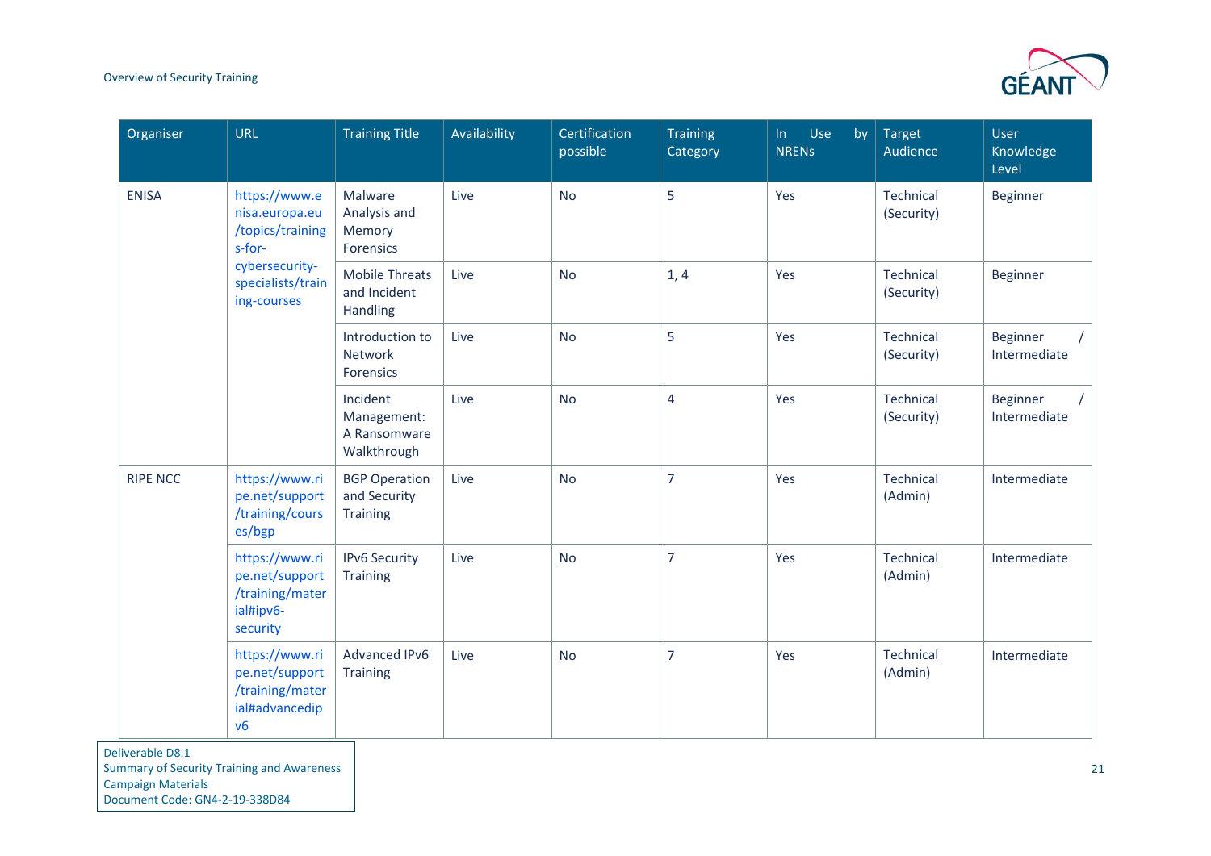| Organiser | URL | Training Title | Availability | Certification possible | Training Category | In Use by NRENs | Target Audience | User Knowledge Level |
|---|---|---|---|---|---|---|---|---|
| ENISA | https://www.enisa.europa.eu/topics/trainings-for-cybersecurity-specialists/training-courses | Malware Analysis and Memory Forensics | Live | No | 5 | Yes | Technical (Security) | Beginner |
| | | Mobile Threats and Incident Handling | Live | No | 1, 4 | Yes | Technical (Security) | Beginner |
| | | Introduction to Network Forensics | Live | No | 5 | Yes | Technical (Security) | Beginner / Intermediate |
| | | Incident Management: A Ransomware Walkthrough | Live | No | 4 | Yes | Technical (Security) | Beginner / Intermediate |
| RIPE NCC | https://www.ripe.net/support/training/courses/bgp | BGP Operation and Security Training | Live | No | 7 | Yes | Technical (Admin) | Intermediate |
| | https://www.ripe.net/support/training/material#ipv6-security | IPv6 Security Training | Live | No | 7 | Yes | Technical (Admin) | Intermediate |
| | https://www.ripe.net/support/training/material#advancedipv6 | Advanced IPv6 Training | Live | No | 7 | Yes | Technical (Admin) | Intermediate |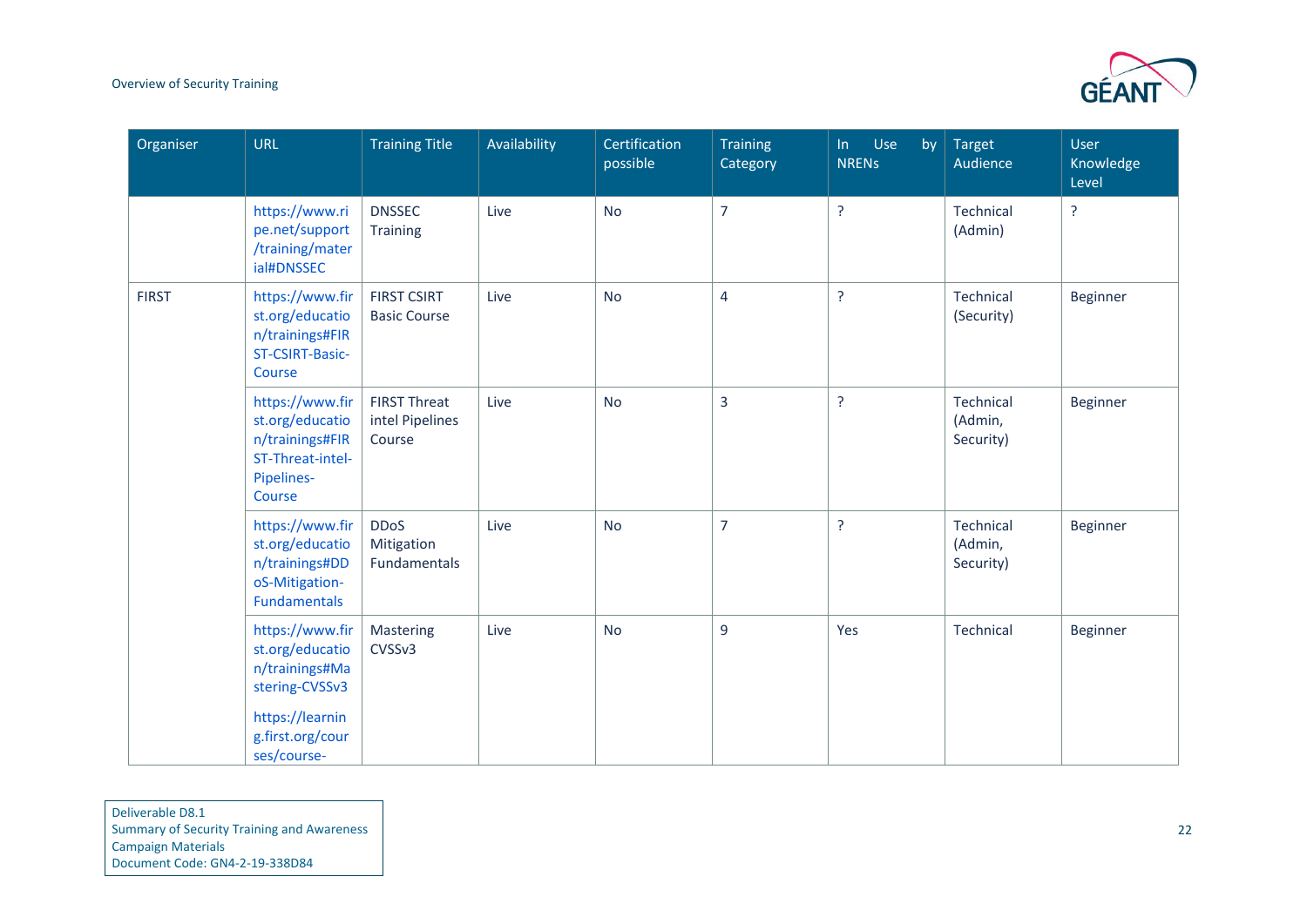| Organiser | URL | Training Title | Availability | Certification possible | Training Category | In Use by NRENs | Target Audience | User Knowledge Level |
|---|---|---|---|---|---|---|---|---|
| | https://www.ripe.net/support/training/material#DNSSEC | DNSSEC Training | Live | No | 7 | ? | Technical (Admin) | ? |
| FIRST | https://www.first.org/education/trainings#FIRST-CSIRT-Basic-Course | FIRST CSIRT Basic Course | Live | No | 4 | ? | Technical (Security) | Beginner |
| | https://www.first.org/education/trainings#FIRST-Threat-intel-Pipelines-Course | FIRST Threat intel Pipelines Course | Live | No | 3 | ? | Technical (Admin, Security) | Beginner |
| | https://www.first.org/education/trainings#DDoS-Mitigation-Fundamentals | DDoS Mitigation Fundamentals | Live | No | 7 | ? | Technical (Admin, Security) | Beginner |
| | https://www.first.org/education/trainings#Mastering-CVSSv3 https://learning.first.org/courses/course- | Mastering CVSSv3 | Live | No | 9 | Yes | Technical | Beginner |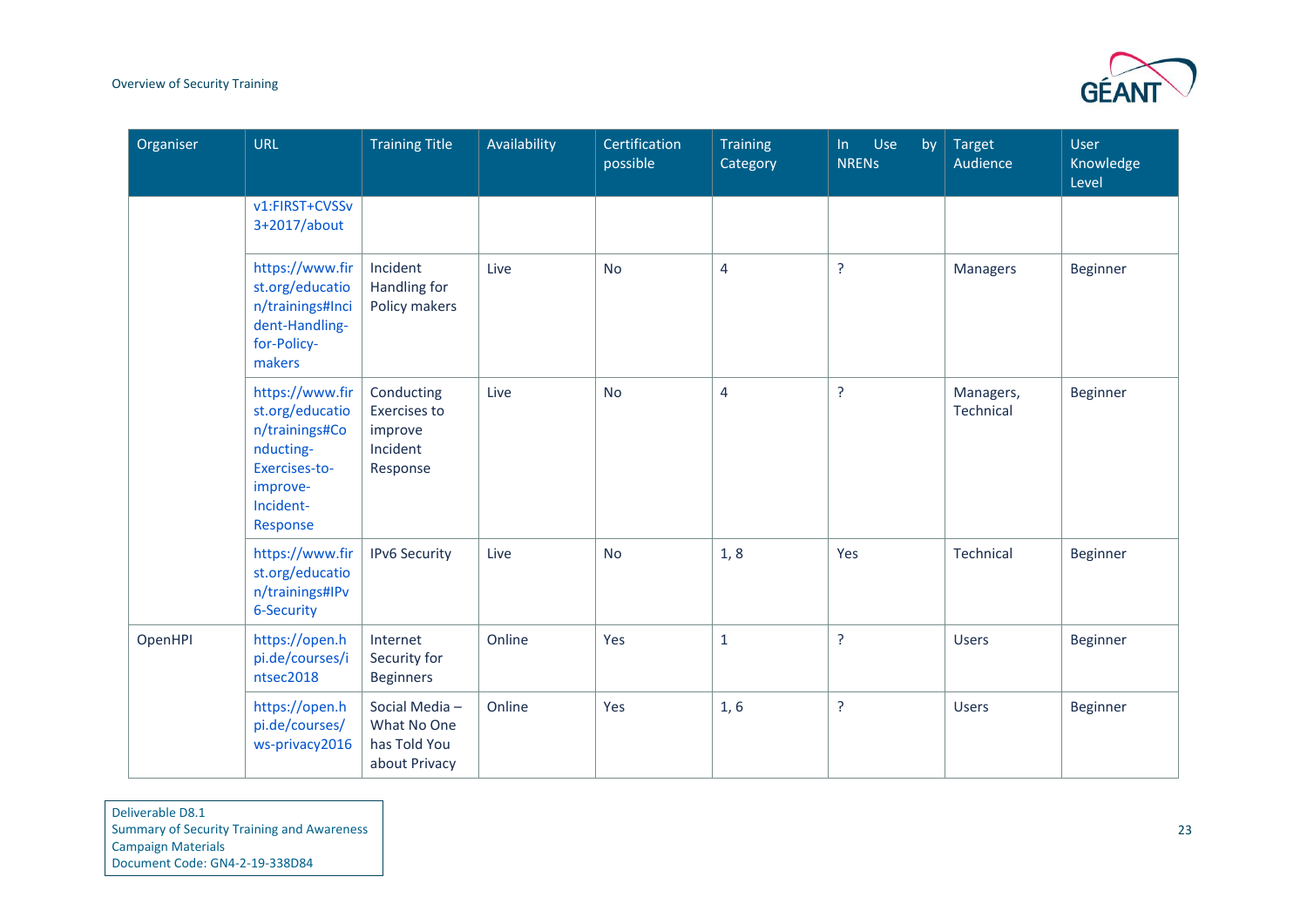| Organiser | URL | Training Title | Availability | Certification possible | Training Category | In Use by NRENs | Target Audience | User Knowledge Level |
|---|---|---|---|---|---|---|---|---|
| | v1:FIRST+CVSSv3+2017/about | | | | | | | |
| | https://www.first.org/education/trainings#Incident-Handling-for-Policy-makers | Incident Handling for Policy makers | Live | No | 4 | ? | Managers | Beginner |
| | https://www.first.org/education/trainings#Conducting-Exercises-to-improve-Incident-Response | Conducting Exercises to improve Incident Response | Live | No | 4 | ? | Managers, Technical | Beginner |
| | https://www.first.org/education/trainings#IPv6-Security | IPv6 Security | Live | No | 1, 8 | Yes | Technical | Beginner |
| OpenHPI | https://open.hpi.de/courses/intsec2018 | Internet Security for Beginners | Online | Yes | 1 | ? | Users | Beginner |
| | https://open.hpi.de/courses/ws-privacy2016 | Social Media – What No One has Told You about Privacy | Online | Yes | 1, 6 | ? | Users | Beginner |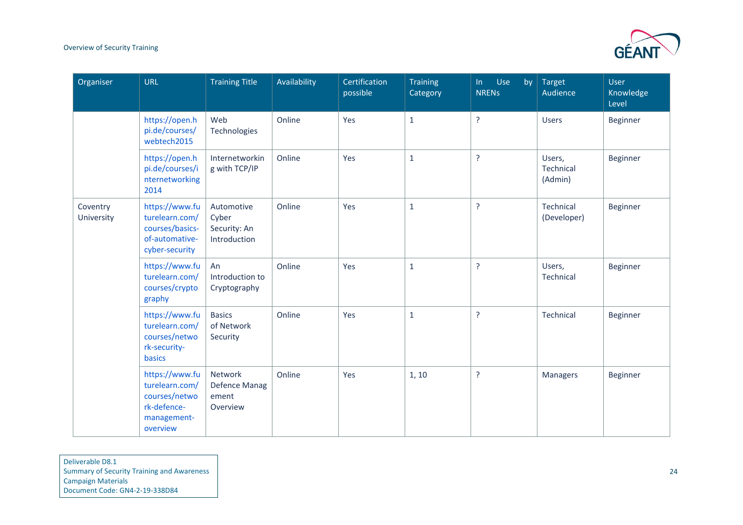| Organiser | URL | Training Title | Availability | Certification possible | Training Category | In Use by NRENs | Target Audience | User Knowledge Level |
|---|---|---|---|---|---|---|---|---|
| | https://open.hpi.de/courses/webtech2015 | Web Technologies | Online | Yes | 1 | ? | Users | Beginner |
| | https://open.hpi.de/courses/internetworking2014 | Internetworking with TCP/IP | Online | Yes | 1 | ? | Users, Technical (Admin) | Beginner |
| Coventry University | https://www.futurelearn.com/courses/basics-of-automative-cyber-security | Automotive Cyber Security: An Introduction | Online | Yes | 1 | ? | Technical (Developer) | Beginner |
| | https://www.futurelearn.com/courses/cryptography | An Introduction to Cryptography | Online | Yes | 1 | ? | Users, Technical | Beginner |
| | https://www.futurelearn.com/courses/network-security-basics | Basics of Network Security | Online | Yes | 1 | ? | Technical | Beginner |
| | https://www.futurelearn.com/courses/network-defence-management-overview | Network Defence Management Overview | Online | Yes | 1, 10 | ? | Managers | Beginner |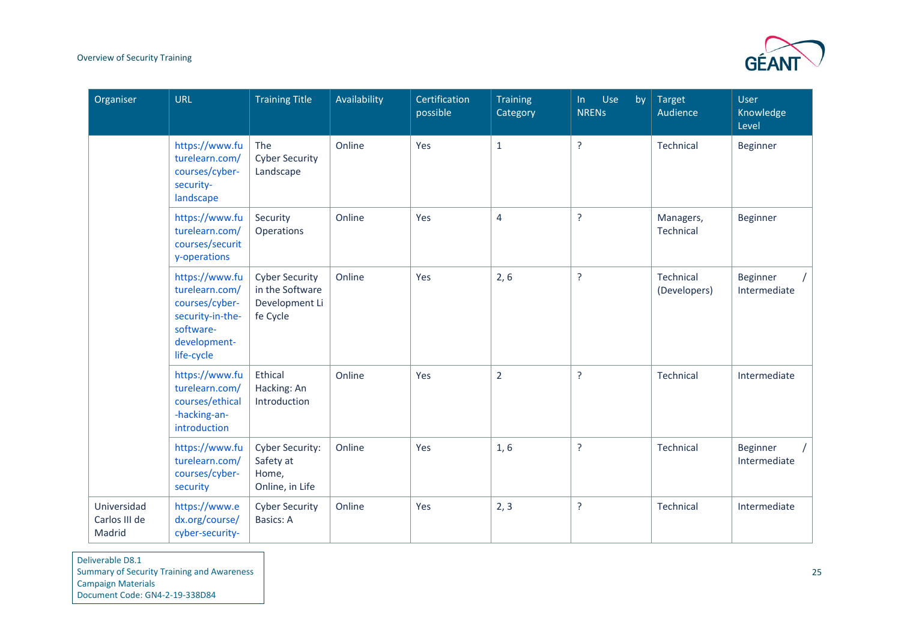| Organiser | URL | Training Title | Availability | Certification possible | Training Category | In Use by NRENs | Target Audience | User Knowledge Level |
|---|---|---|---|---|---|---|---|---|
| | https://www.futurelearn.com/courses/cyber-security-landscape | The Cyber Security Landscape | Online | Yes | 1 | ? | Technical | Beginner |
| | https://www.futurelearn.com/courses/security-operations | Security Operations | Online | Yes | 4 | ? | Managers, Technical | Beginner |
| | https://www.futurelearn.com/courses/cyber-security-in-the-software-development-life-cycle | Cyber Security in the Software Development Life Cycle | Online | Yes | 2, 6 | ? | Technical (Developers) | Beginner / Intermediate |
| | https://www.futurelearn.com/courses/ethical-hacking-an-introduction | Ethical Hacking: An Introduction | Online | Yes | 2 | ? | Technical | Intermediate |
| | https://www.futurelearn.com/courses/cyber-security | Cyber Security: Safety at Home, Online, in Life | Online | Yes | 1, 6 | ? | Technical | Beginner / Intermediate |
| Universidad Carlos III de Madrid | https://www.edx.org/course/cyber-security- | Cyber Security Basics: A | Online | Yes | 2, 3 | ? | Technical | Intermediate |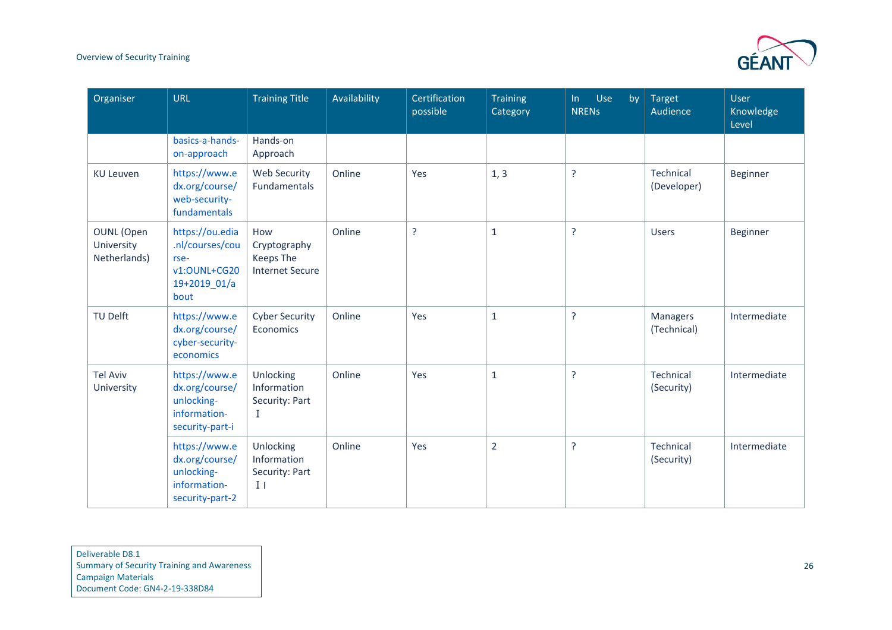| Organiser | URL | Training Title | Availability | Certification possible | Training Category | In Use by NRENs | Target Audience | User Knowledge Level |
|---|---|---|---|---|---|---|---|---|
| | basics-a-hands-on-approach | Hands-on Approach | | | | | | |
| KU Leuven | https://www.edx.org/course/web-security-fundamentals | Web Security Fundamentals | Online | Yes | 1, 3 | ? | Technical (Developer) | Beginner |
| OUNL (Open University Netherlands) | https://ou.edia.nl/courses/course-v1:OUNL+CG2019+2019_01/about | How Cryptography Keeps The Internet Secure | Online | ? | 1 | ? | Users | Beginner |
| TU Delft | https://www.edx.org/course/cyber-security-economics | Cyber Security Economics | Online | Yes | 1 | ? | Managers (Technical) | Intermediate |
| Tel Aviv University | https://www.edx.org/course/unlocking-information-security-part-i | Unlocking Information Security: Part I | Online | Yes | 1 | ? | Technical (Security) | Intermediate |
| | https://www.edx.org/course/unlocking-information-security-part-2 | Unlocking Information Security: Part II | Online | Yes | 2 | ? | Technical (Security) | Intermediate |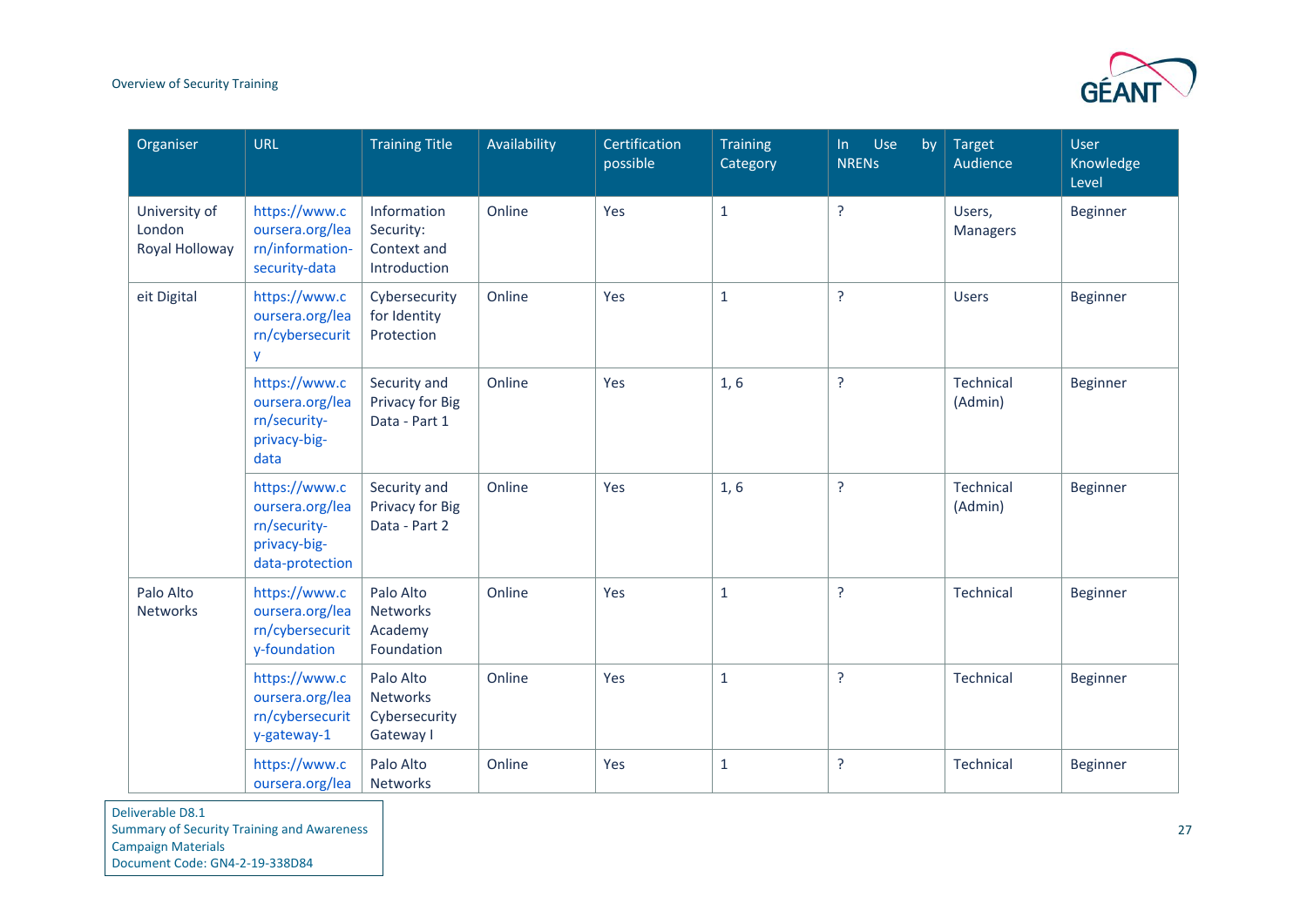| Organiser | URL | Training Title | Availability | Certification possible | Training Category | In Use by NRENs | Target Audience | User Knowledge Level |
|---|---|---|---|---|---|---|---|---|
| University of London Royal Holloway | https://www.coursera.org/learn/information-security-data | Information Security: Context and Introduction | Online | Yes | 1 | ? | Users, Managers | Beginner |
| eit Digital | https://www.coursera.org/learn/cybersecurity | Cybersecurity for Identity Protection | Online | Yes | 1 | ? | Users | Beginner |
| | https://www.coursera.org/learn/security-privacy-big-data | Security and Privacy for Big Data - Part 1 | Online | Yes | 1, 6 | ? | Technical (Admin) | Beginner |
| | https://www.coursera.org/learn/security-privacy-big-data-protection | Security and Privacy for Big Data - Part 2 | Online | Yes | 1, 6 | ? | Technical (Admin) | Beginner |
| Palo Alto Networks | https://www.coursera.org/learn/cybersecurity-foundation | Palo Alto Networks Academy Foundation | Online | Yes | 1 | ? | Technical | Beginner |
| | https://www.coursera.org/learn/cybersecurity-gateway-1 | Palo Alto Networks Cybersecurity Gateway I | Online | Yes | 1 | ? | Technical | Beginner |
| | https://www.coursera.org/lea | Palo Alto Networks | Online | Yes | 1 | ? | Technical | Beginner |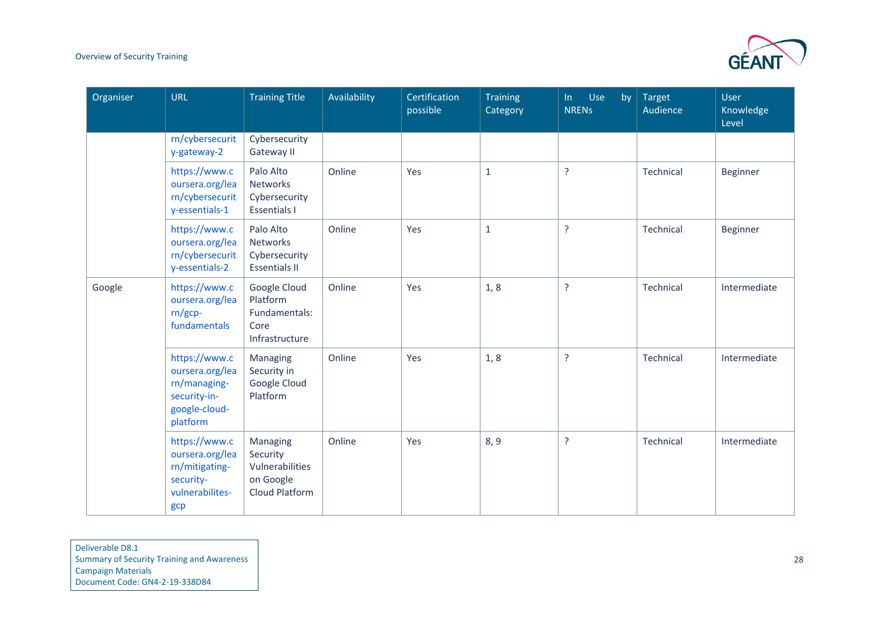| Organiser | URL | Training Title | Availability | Certification possible | Training Category | In Use by NRENs | Target Audience | User Knowledge Level |
|---|---|---|---|---|---|---|---|---|
| | rn/cybersecurity-gateway-2 | Cybersecurity Gateway II | | | | | | |
| | https://www.coursera.org/learn/cybersecurity-essentials-1 | Palo Alto Networks Cybersecurity Essentials I | Online | Yes | 1 | ? | Technical | Beginner |
| | https://www.coursera.org/learn/cybersecurity-essentials-2 | Palo Alto Networks Cybersecurity Essentials II | Online | Yes | 1 | ? | Technical | Beginner |
| Google | https://www.coursera.org/learn/gcp-fundamentals | Google Cloud Platform Fundamentals: Core Infrastructure | Online | Yes | 1, 8 | ? | Technical | Intermediate |
| | https://www.coursera.org/learn/managing-security-in-google-cloud-platform | Managing Security in Google Cloud Platform | Online | Yes | 1, 8 | ? | Technical | Intermediate |
| | https://www.coursera.org/learn/mitigating-security-vulnerabilites-gcp | Managing Security Vulnerabilities on Google Cloud Platform | Online | Yes | 8, 9 | ? | Technical | Intermediate |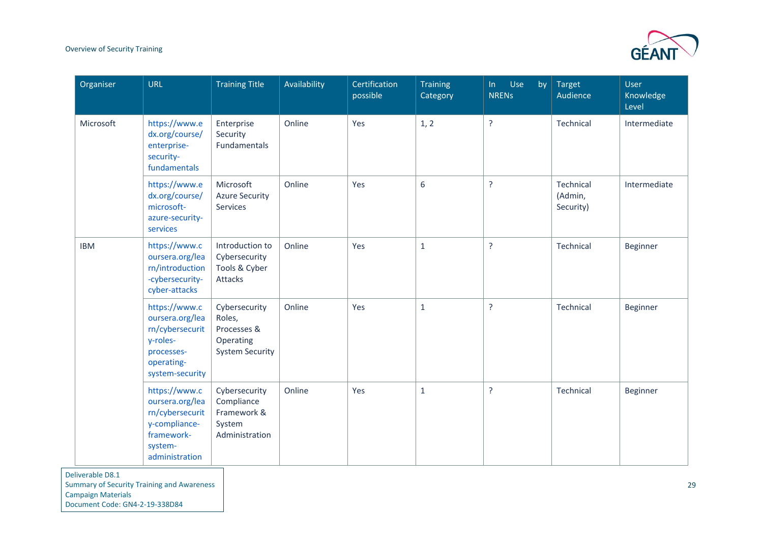| Organiser | URL | Training Title | Availability | Certification possible | Training Category | In Use by NRENs | Target Audience | User Knowledge Level |
|---|---|---|---|---|---|---|---|---|
| Microsoft | https://www.edx.org/course/enterprise-security-fundamentals | Enterprise Security Fundamentals | Online | Yes | 1, 2 | ? | Technical | Intermediate |
| | https://www.edx.org/course/microsoft-azure-security-services | Microsoft Azure Security Services | Online | Yes | 6 | ? | Technical (Admin, Security) | Intermediate |
| IBM | https://www.coursera.org/learn/introduction-cybersecurity-cyber-attacks | Introduction to Cybersecurity Tools & Cyber Attacks | Online | Yes | 1 | ? | Technical | Beginner |
| | https://www.coursera.org/learn/cybersecurity-roles-processes-operating-system-security | Cybersecurity Roles, Processes & Operating System Security | Online | Yes | 1 | ? | Technical | Beginner |
| | https://www.coursera.org/learn/cybersecurity-compliance-framework-system-administration | Cybersecurity Compliance Framework & System Administration | Online | Yes | 1 | ? | Technical | Beginner |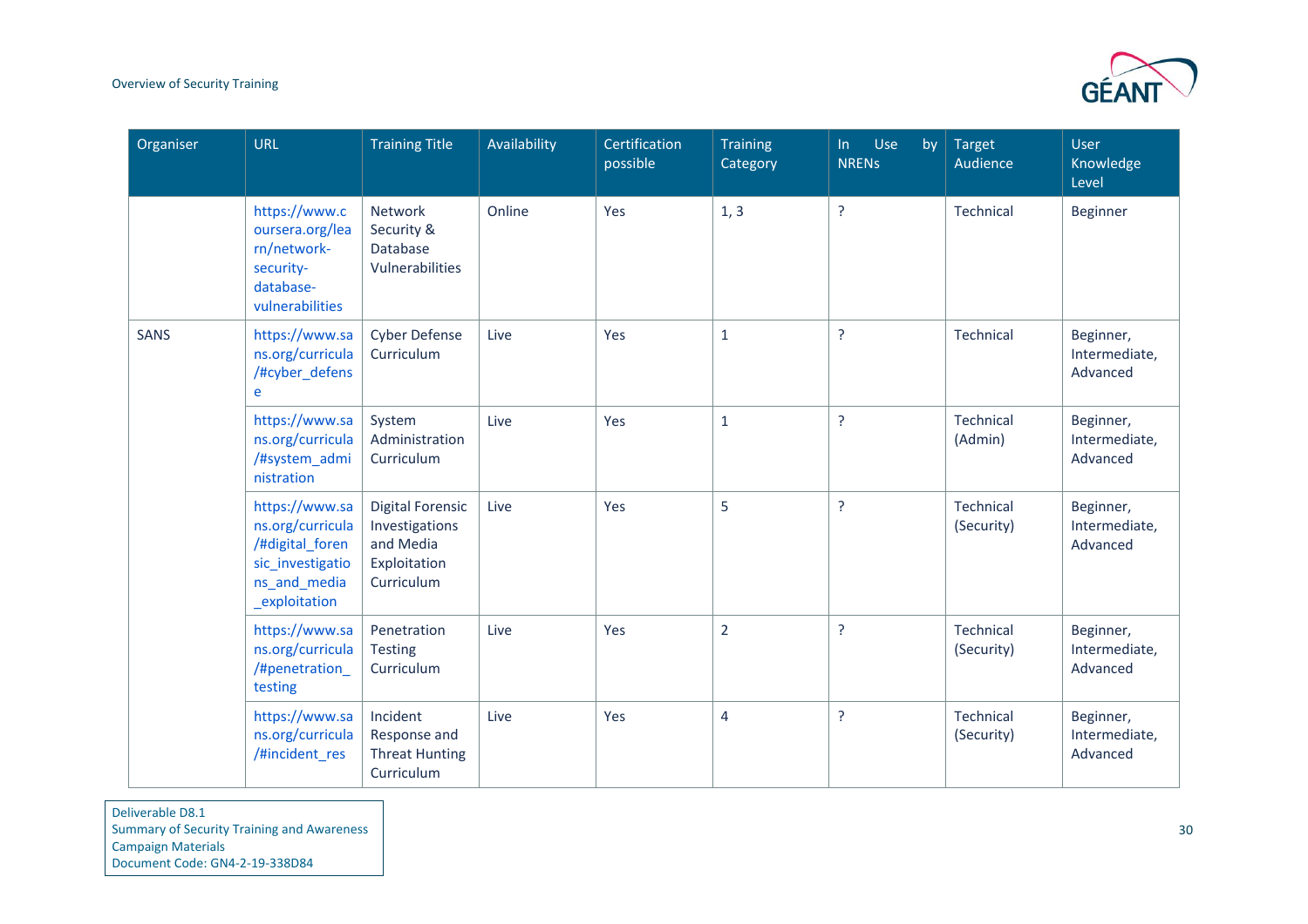| Organiser | URL | Training Title | Availability | Certification possible | Training Category | In Use by NRENs | Target Audience | User Knowledge Level |
|---|---|---|---|---|---|---|---|---|
| | https://www.coursera.org/learn/network-security-database-vulnerabilities | Network Security & Database Vulnerabilities | Online | Yes | 1, 3 | ? | Technical | Beginner |
| SANS | https://www.sans.org/curricula/#cyber_defense | Cyber Defense Curriculum | Live | Yes | 1 | ? | Technical | Beginner, Intermediate, Advanced |
| | https://www.sans.org/curricula/#system_administration | System Administration Curriculum | Live | Yes | 1 | ? | Technical (Admin) | Beginner, Intermediate, Advanced |
| | https://www.sans.org/curricula/#digital_forensic_investigations_and_media_exploitation | Digital Forensic Investigations and Media Exploitation Curriculum | Live | Yes | 5 | ? | Technical (Security) | Beginner, Intermediate, Advanced |
| | https://www.sans.org/curricula/#penetration_testing | Penetration Testing Curriculum | Live | Yes | 2 | ? | Technical (Security) | Beginner, Intermediate, Advanced |
| | https://www.sans.org/curricula/#incident_res | Incident Response and Threat Hunting Curriculum | Live | Yes | 4 | ? | Technical (Security) | Beginner, Intermediate, Advanced |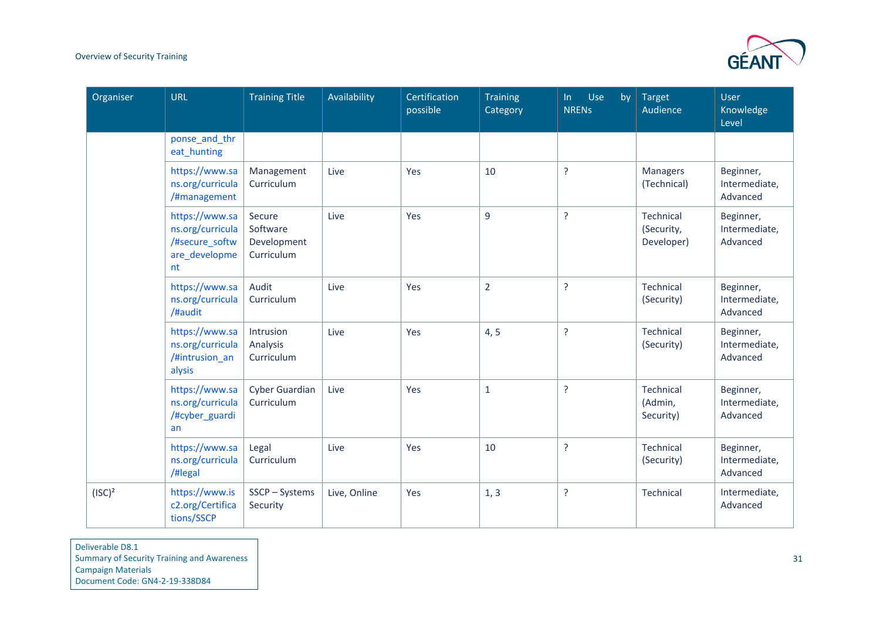| Organiser | URL | Training Title | Availability | Certification possible | Training Category | In Use by NRENs | Target Audience | User Knowledge Level |
|---|---|---|---|---|---|---|---|---|
| | ponse_and_threat_hunting | | | | | | | |
| | https://www.sans.org/curricula/#management | Management Curriculum | Live | Yes | 10 | ? | Managers (Technical) | Beginner, Intermediate, Advanced |
| | https://www.sans.org/curricula/#secure_software_development | Secure Software Development Curriculum | Live | Yes | 9 | ? | Technical (Security, Developer) | Beginner, Intermediate, Advanced |
| | https://www.sans.org/curricula/#audit | Audit Curriculum | Live | Yes | 2 | ? | Technical (Security) | Beginner, Intermediate, Advanced |
| | https://www.sans.org/curricula/#intrusion_analysis | Intrusion Analysis Curriculum | Live | Yes | 4, 5 | ? | Technical (Security) | Beginner, Intermediate, Advanced |
| | https://www.sans.org/curricula/#cyber_guardian | Cyber Guardian Curriculum | Live | Yes | 1 | ? | Technical (Admin, Security) | Beginner, Intermediate, Advanced |
| | https://www.sans.org/curricula/#legal | Legal Curriculum | Live | Yes | 10 | ? | Technical (Security) | Beginner, Intermediate, Advanced |
| (ISC)² | https://www.isc2.org/Certifications/SSCP | SSCP – Systems Security | Live, Online | Yes | 1, 3 | ? | Technical | Intermediate, Advanced |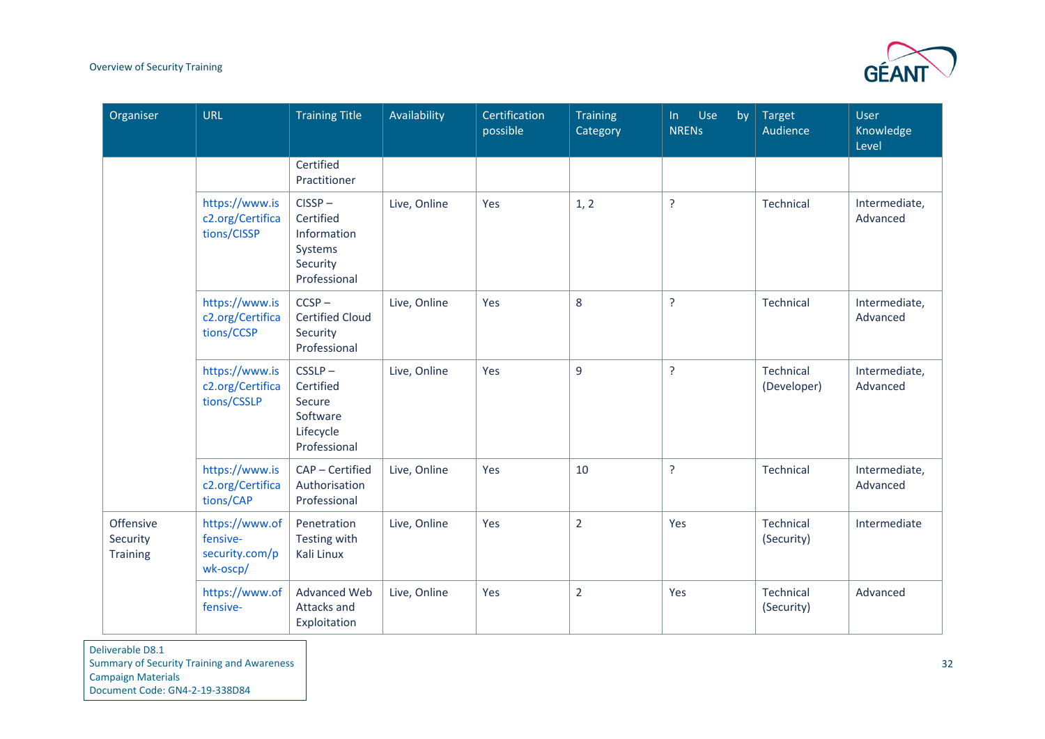| Organiser | URL | Training Title | Availability | Certification possible | Training Category | In Use by NRENs | Target Audience | User Knowledge Level |
|---|---|---|---|---|---|---|---|---|
| | | Certified Practitioner | | | | | | |
| | https://www.isc2.org/Certifications/CISSP | CISSP – Certified Information Systems Security Professional | Live, Online | Yes | 1, 2 | ? | Technical | Intermediate, Advanced |
| | https://www.isc2.org/Certifications/CCSP | CCSP – Certified Cloud Security Professional | Live, Online | Yes | 8 | ? | Technical | Intermediate, Advanced |
| | https://www.isc2.org/Certifications/CSSLP | CSSLP – Certified Secure Software Lifecycle Professional | Live, Online | Yes | 9 | ? | Technical (Developer) | Intermediate, Advanced |
| | https://www.isc2.org/Certifications/CAP | CAP – Certified Authorisation Professional | Live, Online | Yes | 10 | ? | Technical | Intermediate, Advanced |
| Offensive Security Training | https://www.offensive-security.com/pwk-oscp/ | Penetration Testing with Kali Linux | Live, Online | Yes | 2 | Yes | Technical (Security) | Intermediate |
| | https://www.offensive- | Advanced Web Attacks and Exploitation | Live, Online | Yes | 2 | Yes | Technical (Security) | Advanced |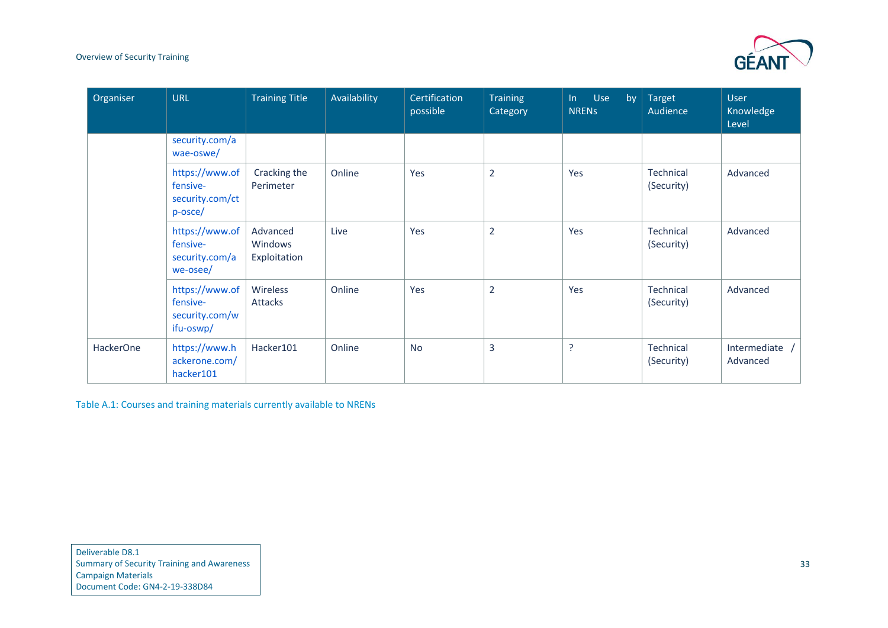| Organiser | URL | Training Title | Availability | Certification possible | Training Category | In Use by NRENs | Target Audience | User Knowledge Level |
|---|---|---|---|---|---|---|---|---|
| | security.com/awae-oswe/ | | | | | | | |
| | https://www.offensive-security.com/ctp-osce/ | Cracking the Perimeter | Online | Yes | 2 | Yes | Technical (Security) | Advanced |
| | https://www.offensive-security.com/awe-osee/ | Advanced Windows Exploitation | Live | Yes | 2 | Yes | Technical (Security) | Advanced |
| | https://www.offensive-security.com/wifu-oswp/ | Wireless Attacks | Online | Yes | 2 | Yes | Technical (Security) | Advanced |
| HackerOne | https://www.hackerone.com/hacker101 | Hacker101 | Online | No | 3 | ? | Technical (Security) | Intermediate / Advanced |

Table A.1: Courses and training materials currently available to NRENs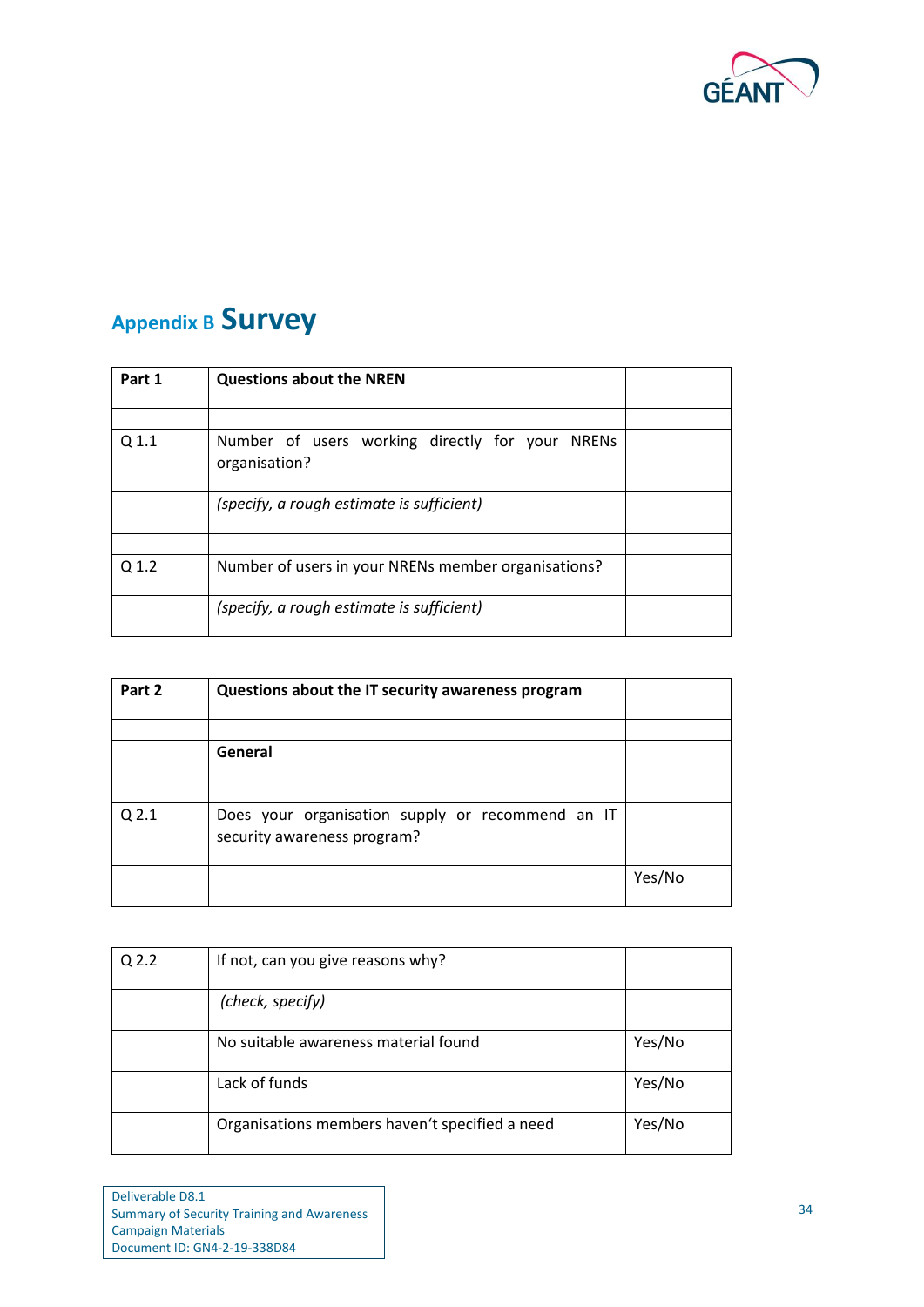# Appendix B Survey

| Part 1 | Questions about the NREN | |
|---|---|---|
| | | |
| Q 1.1 | Number of users working directly for your NRENs organisation? | |
| | *(specify, a rough estimate is sufficient)* | |
| | | |
| Q 1.2 | Number of users in your NRENs member organisations? | |
| | *(specify, a rough estimate is sufficient)* | |

| Part 2 | Questions about the IT security awareness program | |
|---|---|---|
| | | |
| | **General** | |
| | | |
| Q 2.1 | Does your organisation supply or recommend an IT security awareness program? | |
| | | Yes/No |

| Q 2.2 | If not, can you give reasons why? | |
|---|---|---|
| | *(check, specify)* | |
| | No suitable awareness material found | Yes/No |
| | Lack of funds | Yes/No |
| | Organisations members haven't specified a need | Yes/No |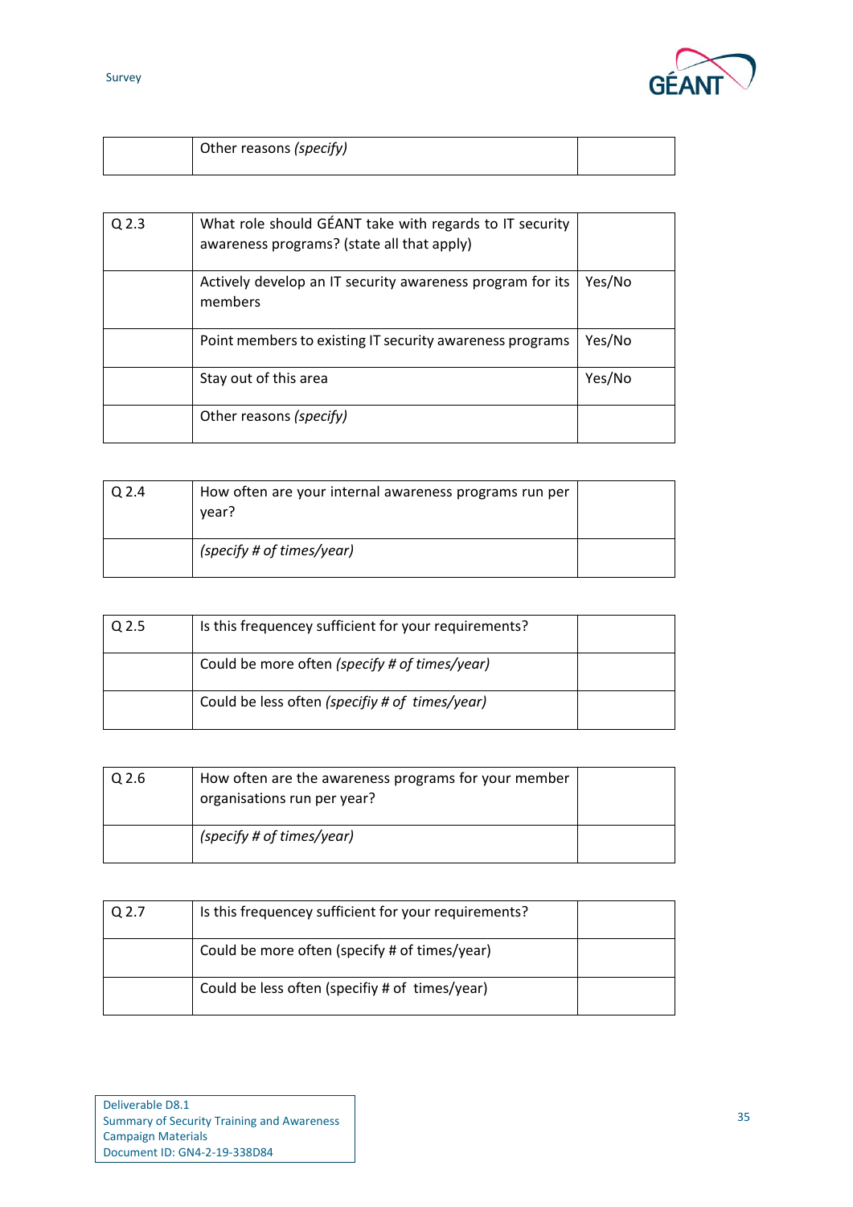| | Other reasons *(specify)* | |
|---|---|---|

| Q 2.3 | What role should GÉANT take with regards to IT security awareness programs? (state all that apply) | |
|---|---|---|
| | Actively develop an IT security awareness program for its members | Yes/No |
| | Point members to existing IT security awareness programs | Yes/No |
| | Stay out of this area | Yes/No |
| | Other reasons *(specify)* | |

| Q 2.4 | How often are your internal awareness programs run per year? | |
|---|---|---|
| | *(specify # of times/year)* | |

| Q 2.5 | Is this frequencey sufficient for your requirements? | |
|---|---|---|
| | Could be more often *(specify # of times/year)* | |
| | Could be less often *(specifiy # of times/year)* | |

| Q 2.6 | How often are the awareness programs for your member organisations run per year? | |
|---|---|---|
| | *(specify # of times/year)* | |

| Q 2.7 | Is this frequencey sufficient for your requirements? | |
|---|---|---|
| | Could be more often (specify # of times/year) | |
| | Could be less often (specifiy # of times/year) | |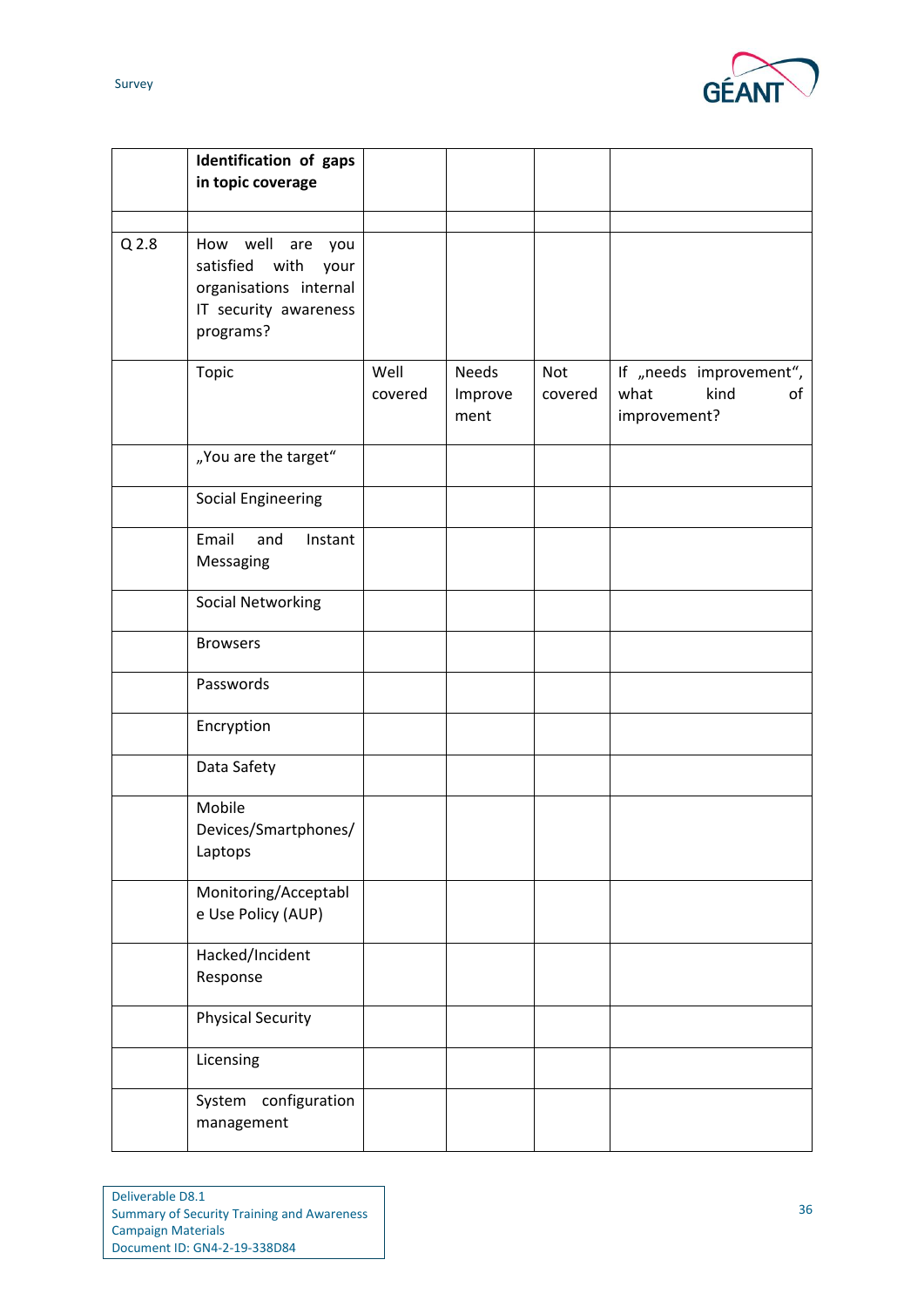| | **Identification of gaps in topic coverage** | | | | |
|---|---|---|---|---|---|
| | | | | | |
| Q 2.8 | How well are you satisfied with your organisations internal IT security awareness programs? | | | | |
| | Topic | Well covered | Needs Improvement | Not covered | If „needs improvement“, what kind of improvement? |
| | „You are the target“ | | | | |
| | Social Engineering | | | | |
| | Email and Instant Messaging | | | | |
| | Social Networking | | | | |
| | Browsers | | | | |
| | Passwords | | | | |
| | Encryption | | | | |
| | Data Safety | | | | |
| | Mobile Devices/Smartphones/ Laptops | | | | |
| | Monitoring/Acceptable Use Policy (AUP) | | | | |
| | Hacked/Incident Response | | | | |
| | Physical Security | | | | |
| | Licensing | | | | |
| | System configuration management | | | | |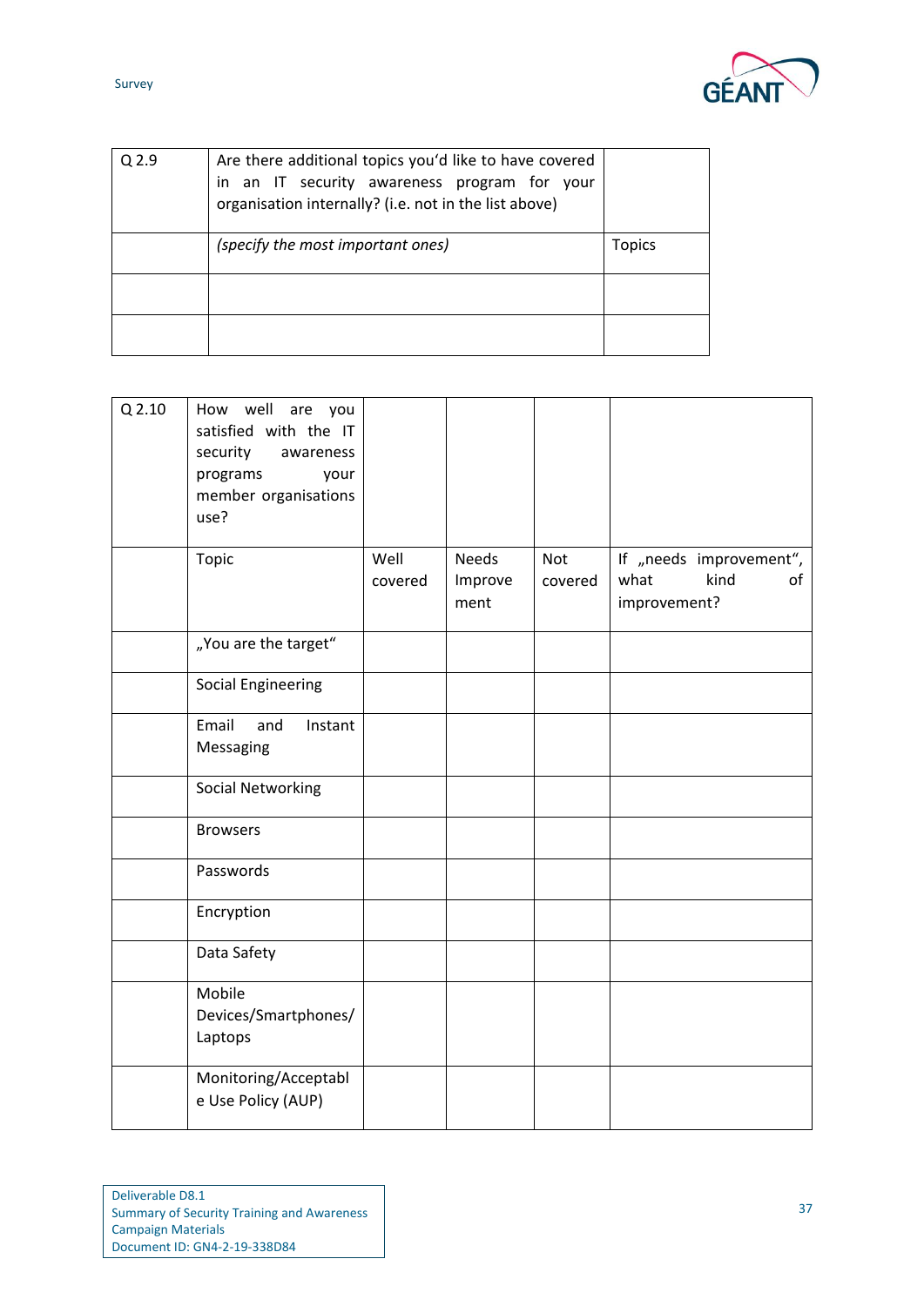| Q 2.9 | Are there additional topics you'd like to have covered in an IT security awareness program for your organisation internally? (i.e. not in the list above) | |
|---|---|---|
| | *(specify the most important ones)* | Topics |
| | | |
| | | |

| Q 2.10 | How well are you satisfied with the IT security awareness programs your member organisations use? | | | | |
|---|---|---|---|---|---|
| | Topic | Well covered | Needs Improvement | Not covered | If „needs improvement", what kind of improvement? |
| | „You are the target" | | | | |
| | Social Engineering | | | | |
| | Email and Instant Messaging | | | | |
| | Social Networking | | | | |
| | Browsers | | | | |
| | Passwords | | | | |
| | Encryption | | | | |
| | Data Safety | | | | |
| | Mobile Devices/Smartphones/ Laptops | | | | |
| | Monitoring/Acceptable Use Policy (AUP) | | | | |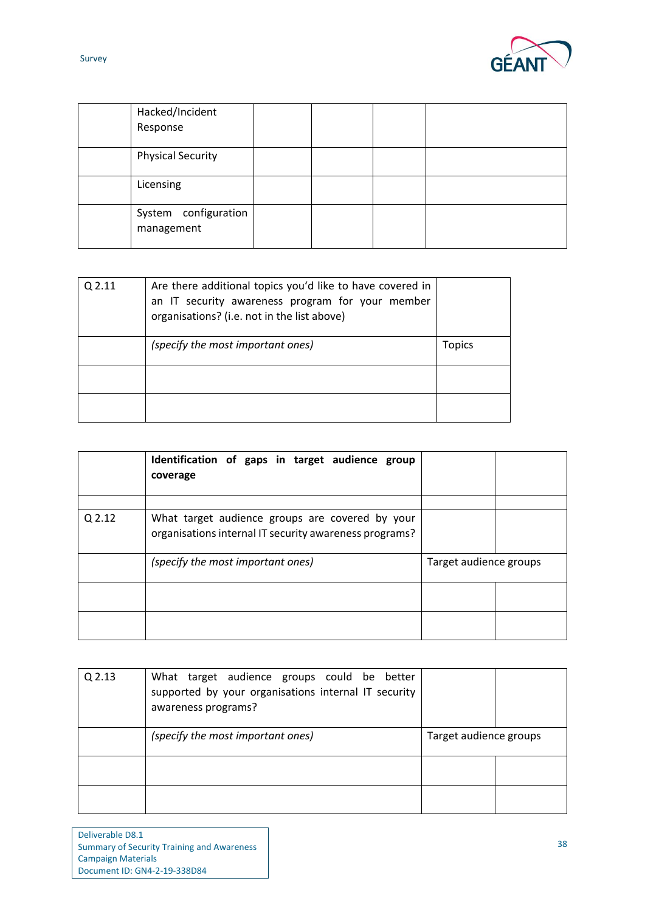| | | | | | |
|---|---|---|---|---|---|
| | Hacked/Incident Response | | | | |
| | Physical Security | | | | |
| | Licensing | | | | |
| | System configuration management | | | | |

| | | |
|---|---|---|
| Q 2.11 | Are there additional topics you'd like to have covered in an IT security awareness program for your member organisations? (i.e. not in the list above) | |
| | *(specify the most important ones)* | Topics |
| | | |
| | | |

| | | | |
|---|---|---|---|
| | **Identification of gaps in target audience group coverage** | | |
| | | | |
| Q 2.12 | What target audience groups are covered by your organisations internal IT security awareness programs? | | |
| | *(specify the most important ones)* | Target audience groups | |
| | | | |
| | | | |

| | | | |
|---|---|---|---|
| Q 2.13 | What target audience groups could be better supported by your organisations internal IT security awareness programs? | | |
| | *(specify the most important ones)* | Target audience groups | |
| | | | |
| | | | |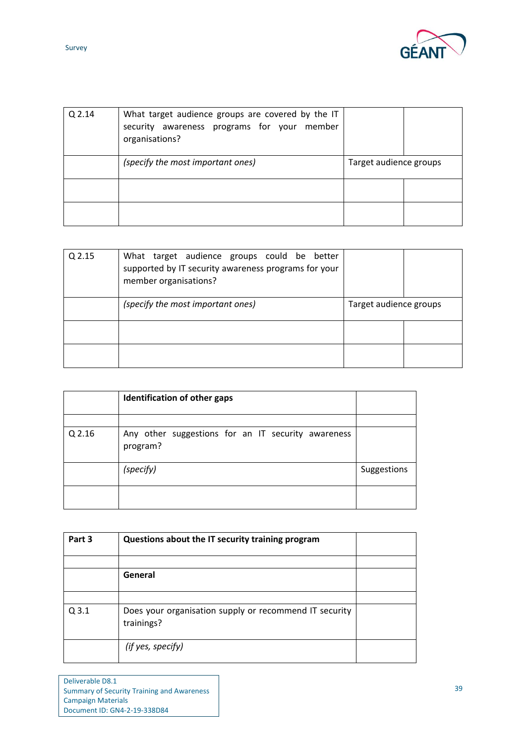| | | | |
|---|---|---|---|
| Q 2.14 | What target audience groups are covered by the IT security awareness programs for your member organisations? | | |
| | *(specify the most important ones)* | Target audience groups | |
| | | | |
| | | | |

| | | | |
|---|---|---|---|
| Q 2.15 | What target audience groups could be better supported by IT security awareness programs for your member organisations? | | |
| | *(specify the most important ones)* | Target audience groups | |
| | | | |
| | | | |

| | | |
|---|---|---|
| | **Identification of other gaps** | |
| | | |
| Q 2.16 | Any other suggestions for an IT security awareness program? | |
| | *(specify)* | Suggestions |
| | | |

| | | |
|---|---|---|
| **Part 3** | **Questions about the IT security training program** | |
| | | |
| | **General** | |
| | | |
| Q 3.1 | Does your organisation supply or recommend IT security trainings? | |
| | *(if yes, specify)* | |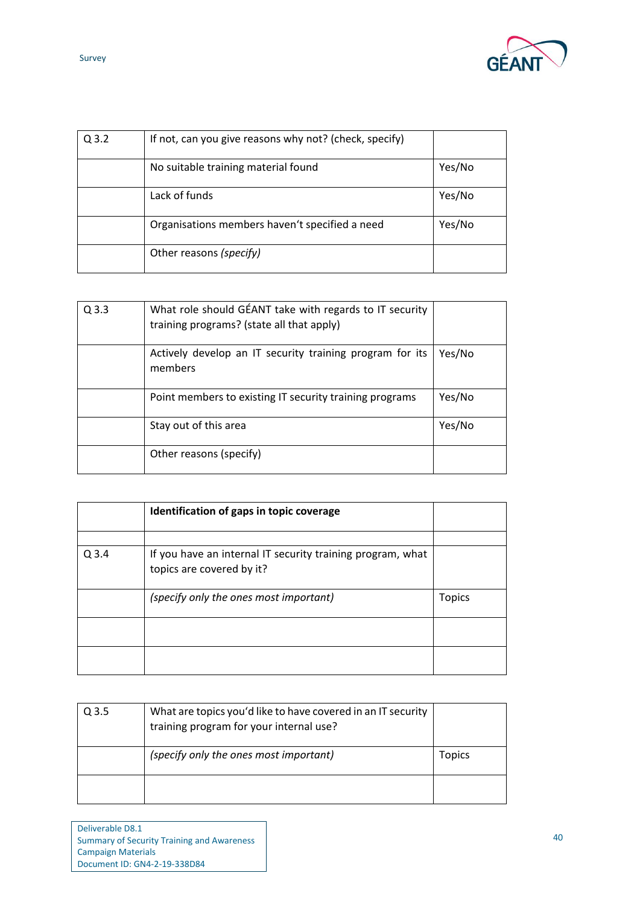| Q 3.2 | If not, can you give reasons why not? (check, specify) | |
|---|---|---|
| | No suitable training material found | Yes/No |
| | Lack of funds | Yes/No |
| | Organisations members haven‘t specified a need | Yes/No |
| | Other reasons *(specify)* | |

| Q 3.3 | What role should GÉANT take with regards to IT security training programs? (state all that apply) | |
|---|---|---|
| | Actively develop an IT security training program for its members | Yes/No |
| | Point members to existing IT security training programs | Yes/No |
| | Stay out of this area | Yes/No |
| | Other reasons (specify) | |

| | **Identification of gaps in topic coverage** | |
|---|---|---|
| | | |
| Q 3.4 | If you have an internal IT security training program, what topics are covered by it? | |
| | *(specify only the ones most important)* | Topics |
| | | |
| | | |

| Q 3.5 | What are topics you'd like to have covered in an IT security training program for your internal use? | |
|---|---|---|
| | *(specify only the ones most important)* | Topics |
| | | |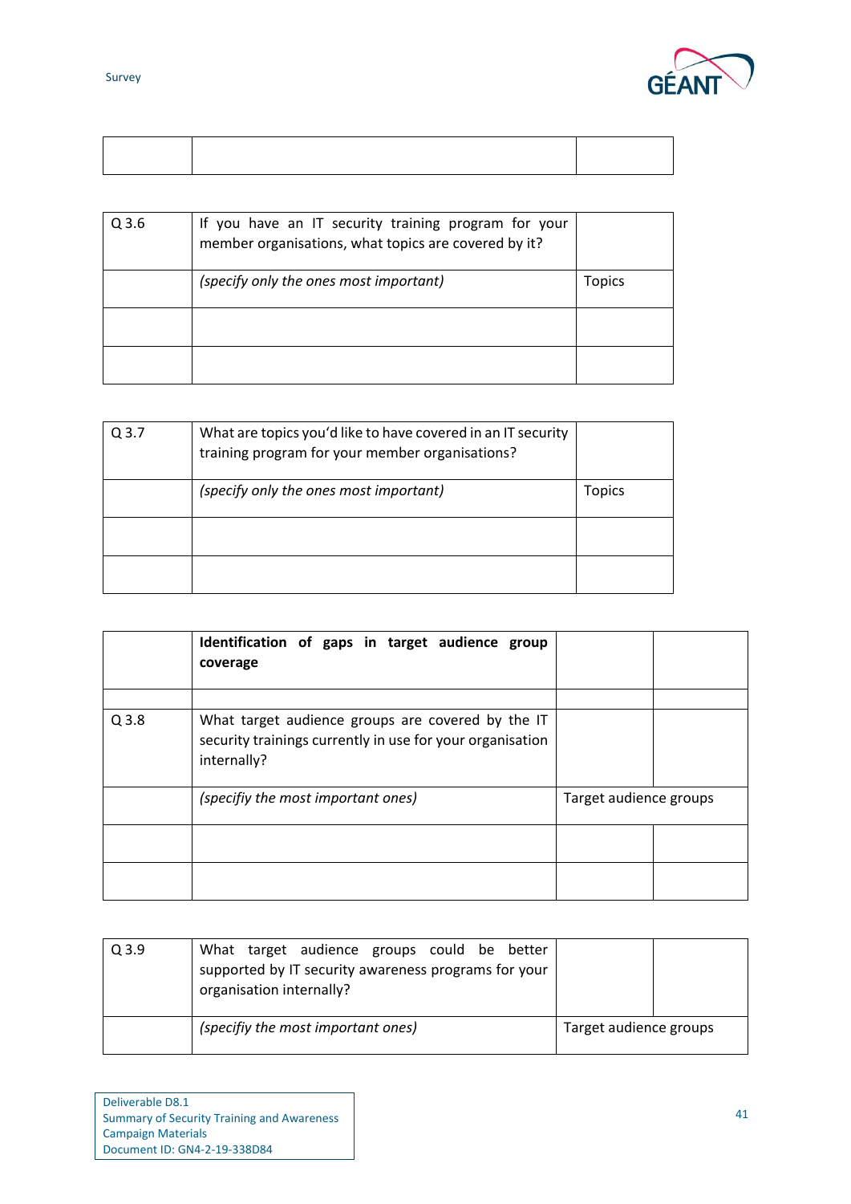| | | |
|---|---|---|
| | | |

| | | |
|---|---|---|
| Q 3.6 | If you have an IT security training program for your member organisations, what topics are covered by it? | |
| | *(specify only the ones most important)* | Topics |
| | | |
| | | |

| | | |
|---|---|---|
| Q 3.7 | What are topics you'd like to have covered in an IT security training program for your member organisations? | |
| | *(specify only the ones most important)* | Topics |
| | | |
| | | |

| | | | |
|---|---|---|---|
| | **Identification of gaps in target audience group coverage** | | |
| | | | |
| Q 3.8 | What target audience groups are covered by the IT security trainings currently in use for your organisation internally? | | |
| | *(specifiy the most important ones)* | Target audience groups | |
| | | | |
| | | | |

| | | | |
|---|---|---|---|
| Q 3.9 | What target audience groups could be better supported by IT security awareness programs for your organisation internally? | | |
| | *(specifiy the most important ones)* | Target audience groups | |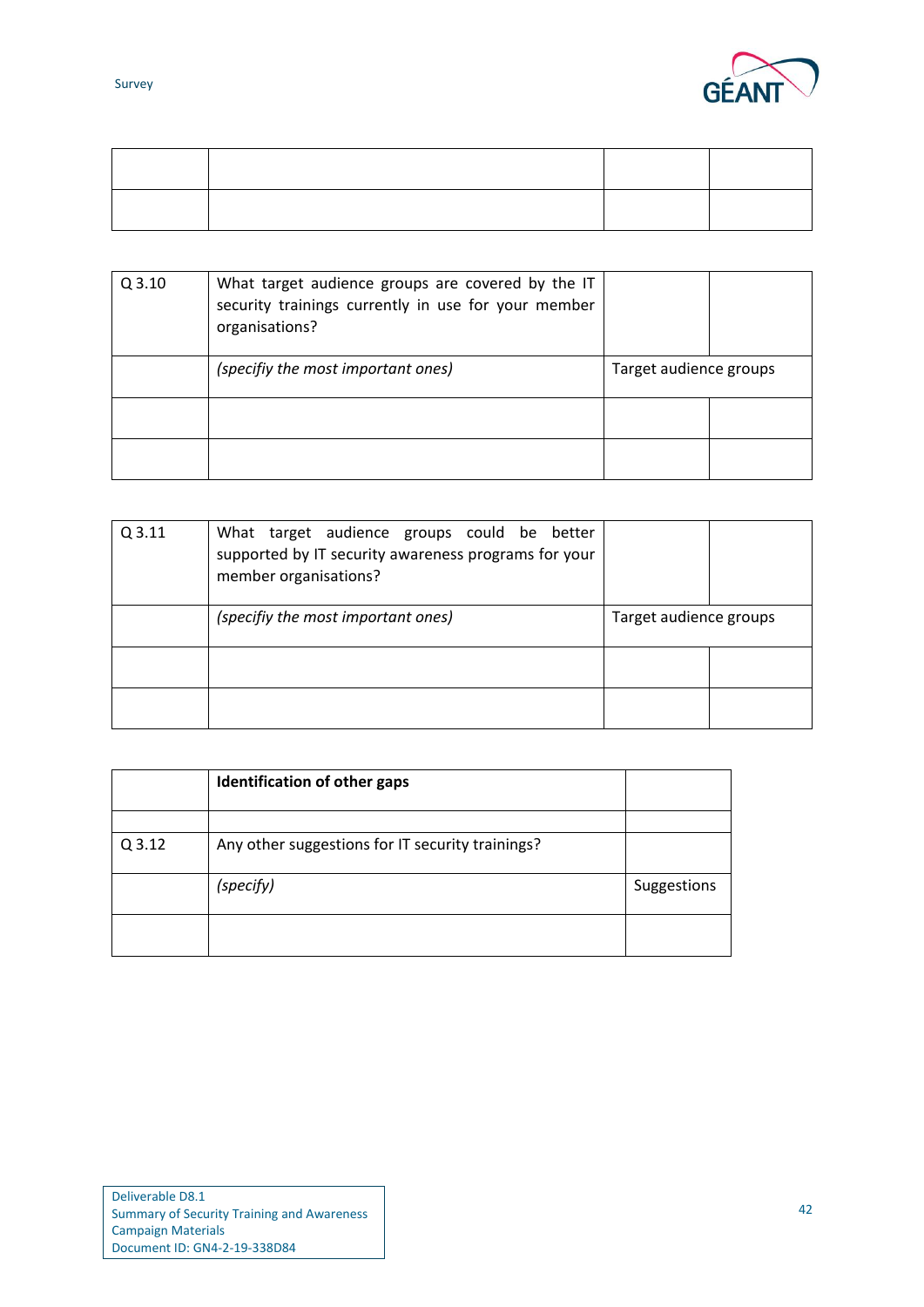| | | | |
|---|---|---|---|
| | | | |
| | | | |

| | | | |
|---|---|---|---|
| Q 3.10 | What target audience groups are covered by the IT security trainings currently in use for your member organisations? | | |
| | *(specifiy the most important ones)* | Target audience groups | |
| | | | |
| | | | |

| | | | |
|---|---|---|---|
| Q 3.11 | What target audience groups could be better supported by IT security awareness programs for your member organisations? | | |
| | *(specifiy the most important ones)* | Target audience groups | |
| | | | |
| | | | |

| | | |
|---|---|---|
| | **Identification of other gaps** | |
| | | |
| Q 3.12 | Any other suggestions for IT security trainings? | |
| | *(specify)* | Suggestions |
| | | |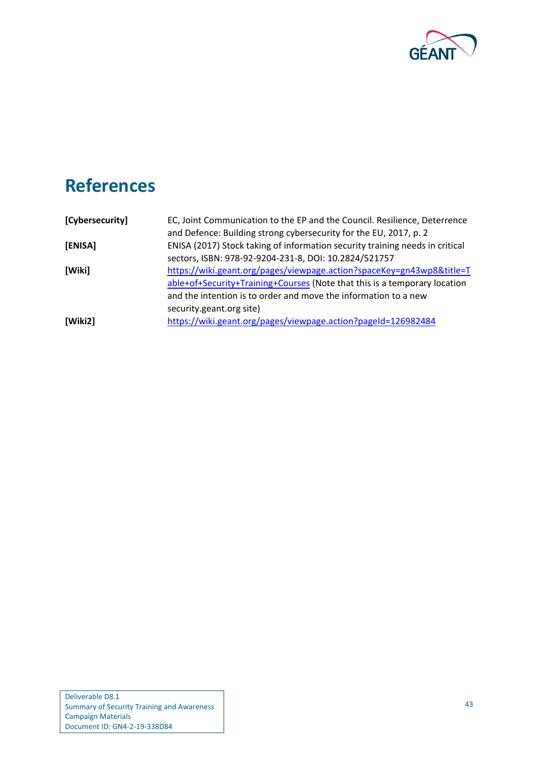# References

| | |
|---|---|
| **[Cybersecurity]** | EC, Joint Communication to the EP and the Council. Resilience, Deterrence and Defence: Building strong cybersecurity for the EU, 2017, p. 2 |
| **[ENISA]** | ENISA (2017) Stock taking of information security training needs in critical sectors, ISBN: 978-92-9204-231-8, DOI: 10.2824/521757 |
| **[Wiki]** | https://wiki.geant.org/pages/viewpage.action?spaceKey=gn43wp8&title=Table+of+Security+Training+Courses (Note that this is a temporary location and the intention is to order and move the information to a new security.geant.org site) |
| **[Wiki2]** | https://wiki.geant.org/pages/viewpage.action?pageId=126982484 |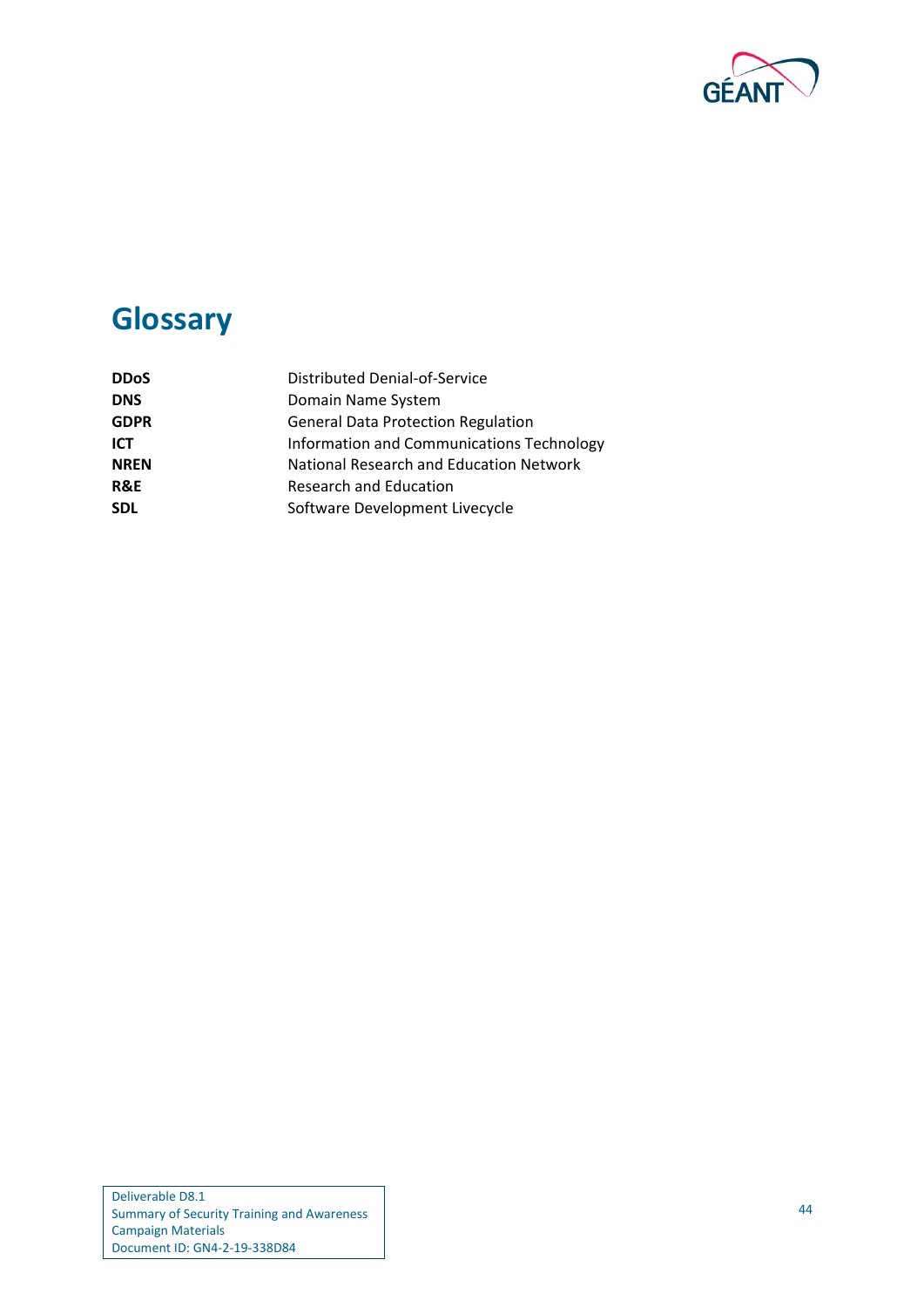# Glossary

| | |
|---|---|
| **DDoS** | Distributed Denial-of-Service |
| **DNS** | Domain Name System |
| **GDPR** | General Data Protection Regulation |
| **ICT** | Information and Communications Technology |
| **NREN** | National Research and Education Network |
| **R&E** | Research and Education |
| **SDL** | Software Development Livecycle |